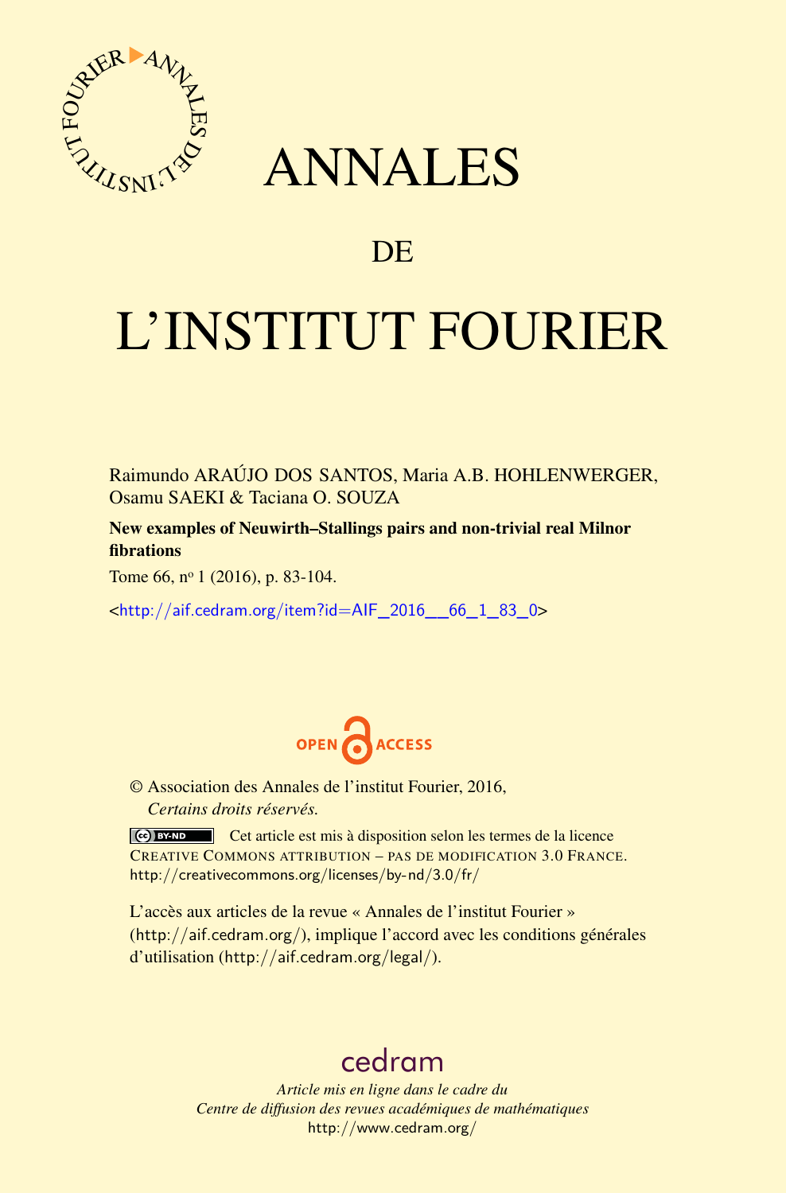# ANNALES

## DE

# L'INSTITUT FOURIER

Raimundo ARAÚJO DOS SANTOS, Maria A.B. HOHLENWERGER, Osamu SAEKI & Taciana O. SOUZA

**New examples of Neuwirth–Stallings pairs and non-trivial real Milnor fibrations**

Tome 66, nº 1 (2016), p. 83-104.

<http://aif.cedram.org/item?id=AIF_2016__66_1_83_0>

OPEN ACCESS

© Association des Annales de l'institut Fourier, 2016,
*Certains droits réservés.*

Cet article est mis à disposition selon les termes de la licence CREATIVE COMMONS ATTRIBUTION – PAS DE MODIFICATION 3.0 FRANCE.
http://creativecommons.org/licenses/by-nd/3.0/fr/

L'accès aux articles de la revue « Annales de l'institut Fourier » (http://aif.cedram.org/), implique l'accord avec les conditions générales d'utilisation (http://aif.cedram.org/legal/).

cedram

*Article mis en ligne dans le cadre du Centre de diffusion des revues académiques de mathématiques*
http://www.cedram.org/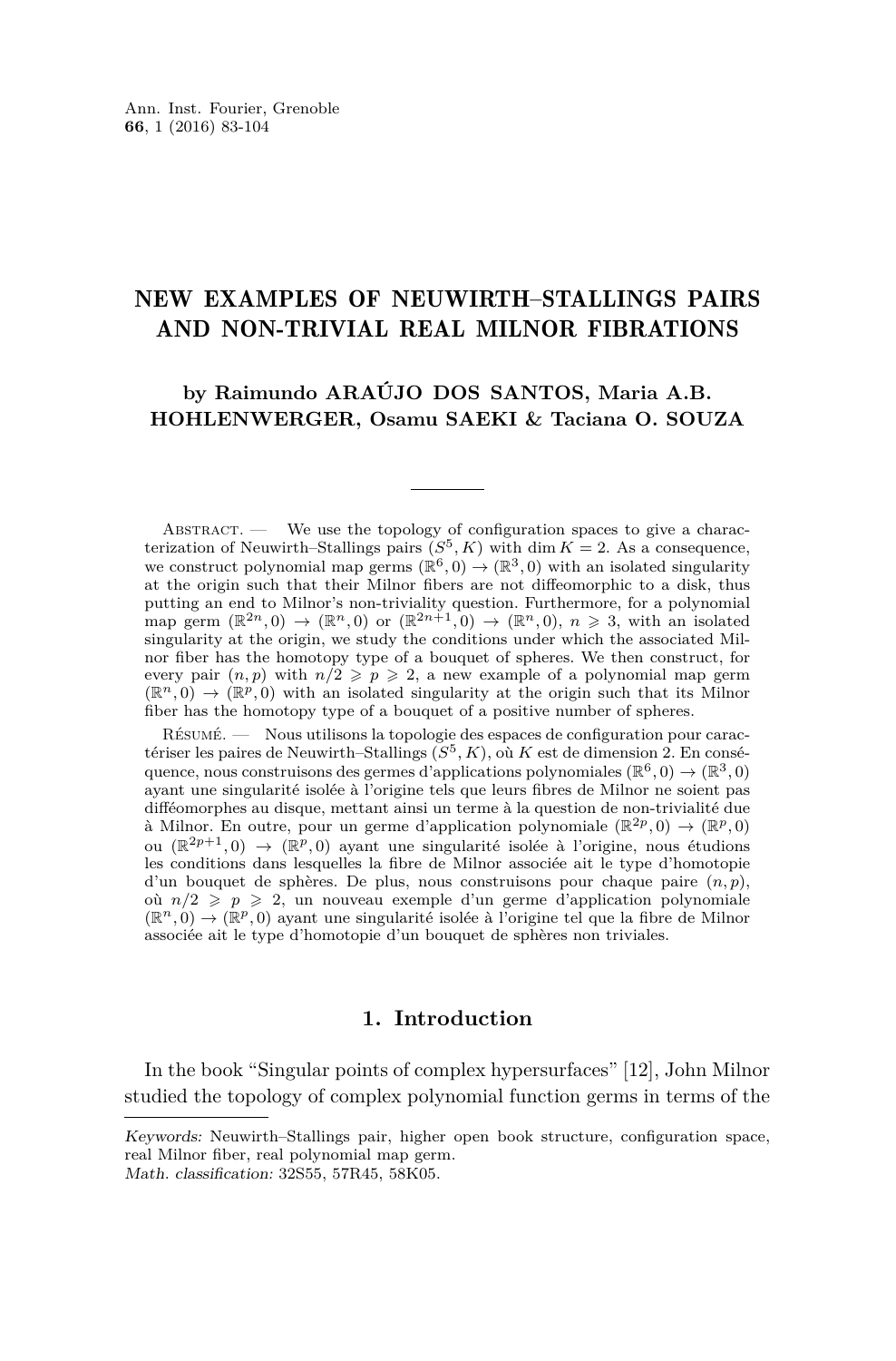# NEW EXAMPLES OF NEUWIRTH–STALLINGS PAIRS AND NON-TRIVIAL REAL MILNOR FIBRATIONS

**by Raimundo ARAÚJO DOS SANTOS, Maria A.B. HOHLENWERGER, Osamu SAEKI & Taciana O. SOUZA**

Abstract. — We use the topology of configuration spaces to give a characterization of Neuwirth–Stallings pairs $(S^5, K)$ with $\dim K = 2$. As a consequence, we construct polynomial map germs $(\mathbb{R}^6, 0) \to (\mathbb{R}^3, 0)$ with an isolated singularity at the origin such that their Milnor fibers are not diffeomorphic to a disk, thus putting an end to Milnor's non-triviality question. Furthermore, for a polynomial map germ $(\mathbb{R}^{2n}, 0) \to (\mathbb{R}^n, 0)$ or $(\mathbb{R}^{2n+1}, 0) \to (\mathbb{R}^n, 0)$, $n \geqslant 3$, with an isolated singularity at the origin, we study the conditions under which the associated Milnor fiber has the homotopy type of a bouquet of spheres. We then construct, for every pair $(n, p)$ with $n/2 \geqslant p \geqslant 2$, a new example of a polynomial map germ $(\mathbb{R}^n, 0) \to (\mathbb{R}^p, 0)$ with an isolated singularity at the origin such that its Milnor fiber has the homotopy type of a bouquet of a positive number of spheres.

Résumé. — Nous utilisons la topologie des espaces de configuration pour caractériser les paires de Neuwirth–Stallings $(S^5, K)$, où $K$ est de dimension 2. En conséquence, nous construisons des germes d'applications polynomiales $(\mathbb{R}^6, 0) \to (\mathbb{R}^3, 0)$ ayant une singularité isolée à l'origine tels que leurs fibres de Milnor ne soient pas difféomorphes au disque, mettant ainsi un terme à la question de non-trivialité due à Milnor. En outre, pour un germe d'application polynomiale $(\mathbb{R}^{2p}, 0) \to (\mathbb{R}^p, 0)$ ou $(\mathbb{R}^{2p+1}, 0) \to (\mathbb{R}^p, 0)$ ayant une singularité isolée à l'origine, nous étudions les conditions dans lesquelles la fibre de Milnor associée ait le type d'homotopie d'un bouquet de sphères. De plus, nous construisons pour chaque paire $(n, p)$, où $n/2 \geqslant p \geqslant 2$, un nouveau exemple d'un germe d'application polynomiale $(\mathbb{R}^n, 0) \to (\mathbb{R}^p, 0)$ ayant une singularité isolée à l'origine tel que la fibre de Milnor associée ait le type d'homotopie d'un bouquet de sphères non triviales.

## 1. Introduction

In the book "Singular points of complex hypersurfaces" [12], John Milnor studied the topology of complex polynomial function germs in terms of the

*Keywords:* Neuwirth–Stallings pair, higher open book structure, configuration space, real Milnor fiber, real polynomial map germ.
*Math. classification:* 32S55, 57R45, 58K05.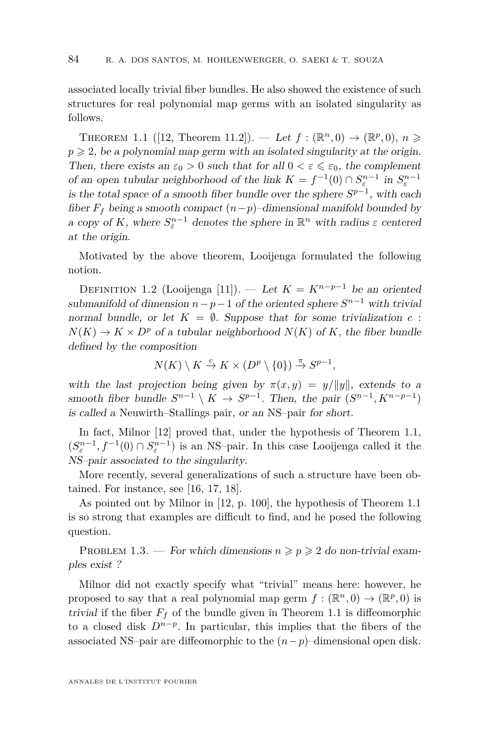associated locally trivial fiber bundles. He also showed the existence of such structures for real polynomial map germs with an isolated singularity as follows.

Theorem 1.1 ([12, Theorem 11.2]). — *Let $f : (\mathbb{R}^n, 0) \to (\mathbb{R}^p, 0)$, $n \geqslant p \geqslant 2$, be a polynomial map germ with an isolated singularity at the origin. Then, there exists an $\varepsilon_0 > 0$ such that for all $0 < \varepsilon \leqslant \varepsilon_0$, the complement of an open tubular neighborhood of the link $K = f^{-1}(0) \cap S^{n-1}_\varepsilon$ in $S^{n-1}_\varepsilon$ is the total space of a smooth fiber bundle over the sphere $S^{p-1}$, with each fiber $F_f$ being a smooth compact $(n-p)$–dimensional manifold bounded by a copy of $K$, where $S^{n-1}_\varepsilon$ denotes the sphere in $\mathbb{R}^n$ with radius $\varepsilon$ centered at the origin.*

Motivated by the above theorem, Looijenga formulated the following notion.

Definition 1.2 (Looijenga [11]). — *Let $K = K^{n-p-1}$ be an oriented submanifold of dimension $n-p-1$ of the oriented sphere $S^{n-1}$ with trivial normal bundle, or let $K = \emptyset$. Suppose that for some trivialization $c : N(K) \to K \times D^p$ of a tubular neighborhood $N(K)$ of $K$, the fiber bundle defined by the composition*

$$N(K) \setminus K \xrightarrow{c} K \times (D^p \setminus \{0\}) \xrightarrow{\pi} S^{p-1},$$

*with the last projection being given by $\pi(x, y) = y/\|y\|$, extends to a smooth fiber bundle $S^{n-1} \setminus K \to S^{p-1}$. Then, the pair $(S^{n-1}, K^{n-p-1})$ is called a* Neuwirth–Stallings pair, *or an* NS–pair *for short.*

In fact, Milnor [12] proved that, under the hypothesis of Theorem 1.1, $(S^{n-1}_\varepsilon, f^{-1}(0) \cap S^{n-1}_\varepsilon)$ is an NS–pair. In this case Looijenga called it the *NS–pair associated to the singularity*.

More recently, several generalizations of such a structure have been obtained. For instance, see [16, 17, 18].

As pointed out by Milnor in [12, p. 100], the hypothesis of Theorem 1.1 is so strong that examples are difficult to find, and he posed the following question.

Problem 1.3. — *For which dimensions $n \geqslant p \geqslant 2$ do non-trivial examples exist ?*

Milnor did not exactly specify what "trivial" means here: however, he proposed to say that a real polynomial map germ $f : (\mathbb{R}^n, 0) \to (\mathbb{R}^p, 0)$ is *trivial* if the fiber $F_f$ of the bundle given in Theorem 1.1 is diffeomorphic to a closed disk $D^{n-p}$. In particular, this implies that the fibers of the associated NS–pair are diffeomorphic to the $(n-p)$–dimensional open disk.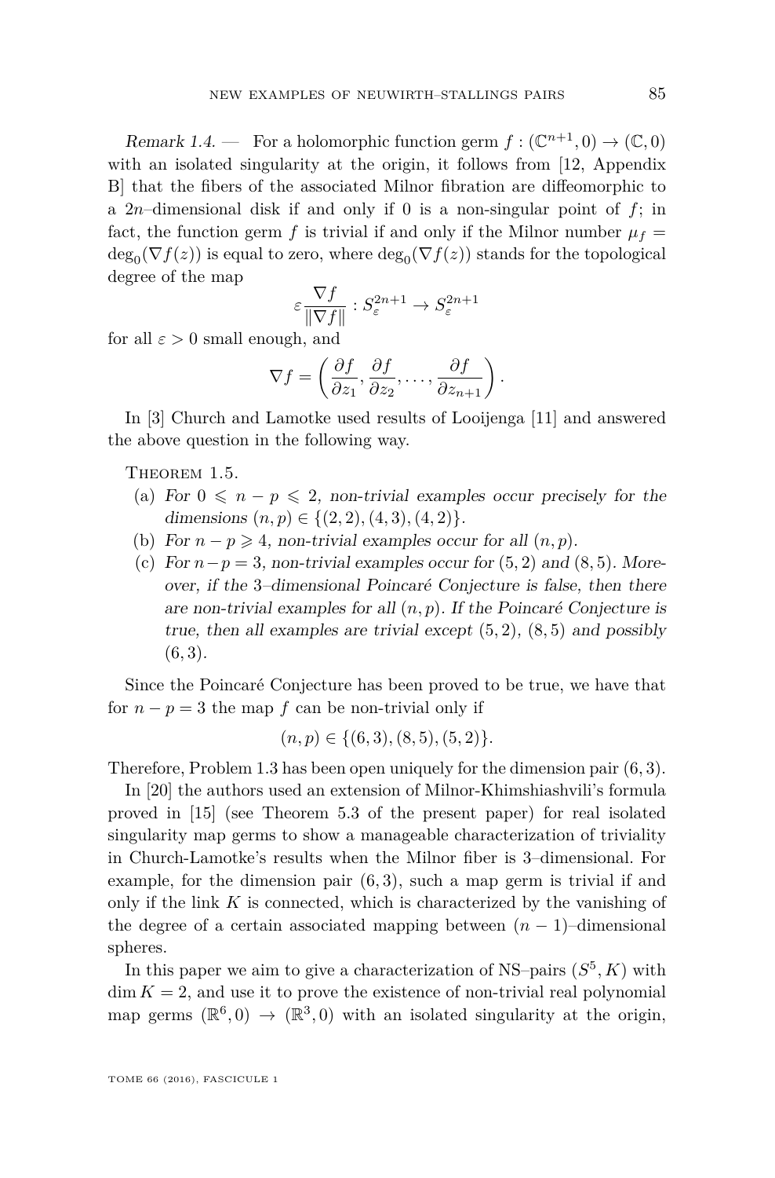*Remark 1.4.* — For a holomorphic function germ $f : (\mathbb{C}^{n+1}, 0) \to (\mathbb{C}, 0)$ with an isolated singularity at the origin, it follows from [12, Appendix B] that the fibers of the associated Milnor fibration are diffeomorphic to a $2n$–dimensional disk if and only if 0 is a non-singular point of $f$; in fact, the function germ $f$ is trivial if and only if the Milnor number $\mu_f = \deg_0(\nabla f(z))$ is equal to zero, where $\deg_0(\nabla f(z))$ stands for the topological degree of the map

$$\varepsilon \frac{\nabla f}{\|\nabla f\|} : S_\varepsilon^{2n+1} \to S_\varepsilon^{2n+1}$$

for all $\varepsilon > 0$ small enough, and

$$\nabla f = \left( \frac{\partial f}{\partial z_1}, \frac{\partial f}{\partial z_2}, \ldots, \frac{\partial f}{\partial z_{n+1}} \right).$$

In [3] Church and Lamotke used results of Looijenga [11] and answered the above question in the following way.

Theorem 1.5.

(a) *For $0 \leqslant n - p \leqslant 2$, non-trivial examples occur precisely for the dimensions $(n, p) \in \{(2, 2), (4, 3), (4, 2)\}$.*

(b) *For $n - p \geqslant 4$, non-trivial examples occur for all $(n, p)$.*

(c) *For $n - p = 3$, non-trivial examples occur for $(5, 2)$ and $(8, 5)$. Moreover, if the 3–dimensional Poincaré Conjecture is false, then there are non-trivial examples for all $(n, p)$. If the Poincaré Conjecture is true, then all examples are trivial except $(5, 2)$, $(8, 5)$ and possibly $(6, 3)$.*

Since the Poincaré Conjecture has been proved to be true, we have that for $n - p = 3$ the map $f$ can be non-trivial only if

$$(n, p) \in \{(6, 3), (8, 5), (5, 2)\}.$$

Therefore, Problem 1.3 has been open uniquely for the dimension pair $(6, 3)$.

In [20] the authors used an extension of Milnor-Khimshiashvili's formula proved in [15] (see Theorem 5.3 of the present paper) for real isolated singularity map germs to show a manageable characterization of triviality in Church-Lamotke's results when the Milnor fiber is 3–dimensional. For example, for the dimension pair $(6, 3)$, such a map germ is trivial if and only if the link $K$ is connected, which is characterized by the vanishing of the degree of a certain associated mapping between $(n - 1)$–dimensional spheres.

In this paper we aim to give a characterization of NS–pairs $(S^5, K)$ with $\dim K = 2$, and use it to prove the existence of non-trivial real polynomial map germs $(\mathbb{R}^6, 0) \to (\mathbb{R}^3, 0)$ with an isolated singularity at the origin,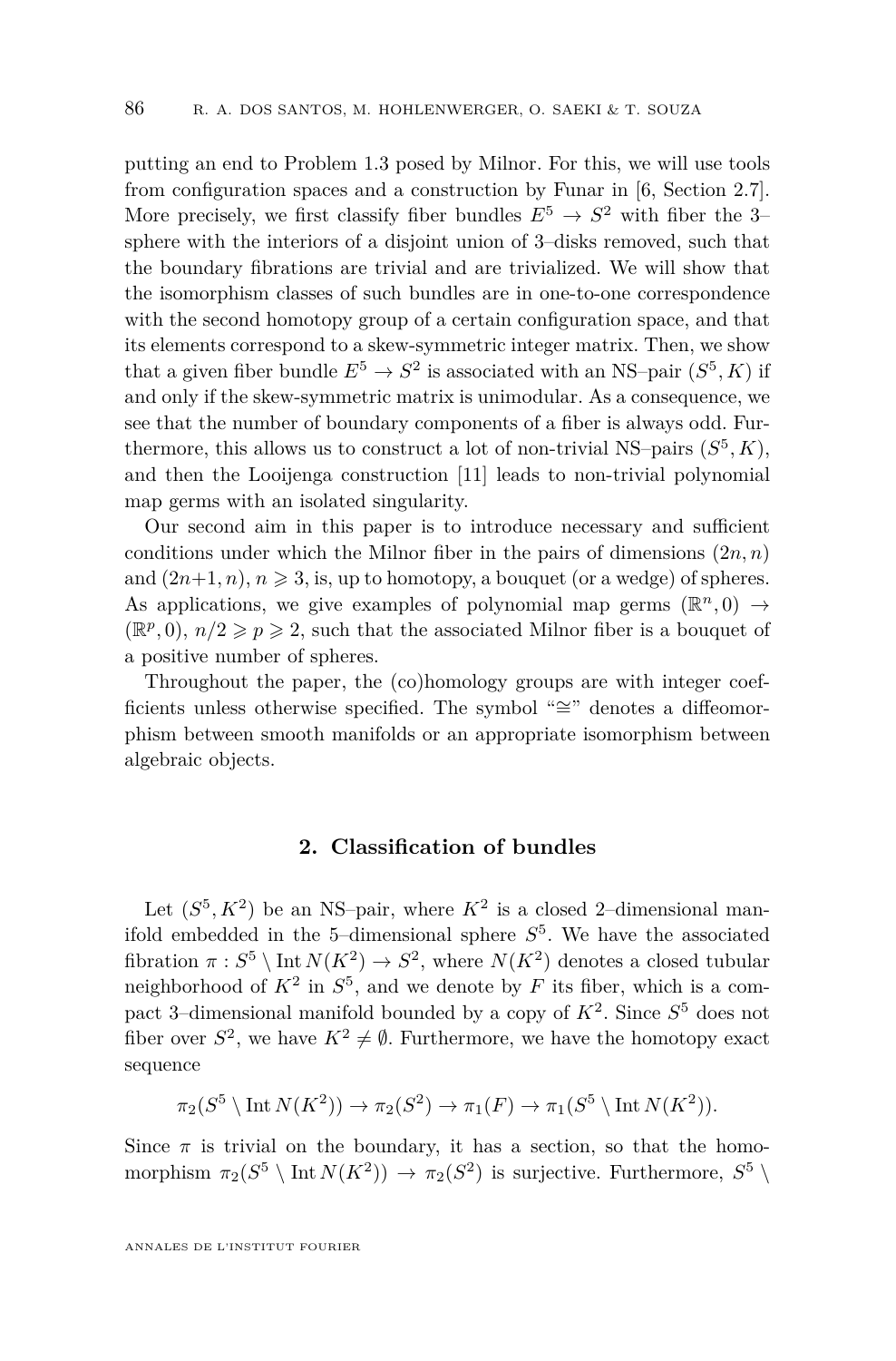putting an end to Problem 1.3 posed by Milnor. For this, we will use tools from configuration spaces and a construction by Funar in [6, Section 2.7]. More precisely, we first classify fiber bundles $E^5 \to S^2$ with fiber the 3–sphere with the interiors of a disjoint union of 3–disks removed, such that the boundary fibrations are trivial and are trivialized. We will show that the isomorphism classes of such bundles are in one-to-one correspondence with the second homotopy group of a certain configuration space, and that its elements correspond to a skew-symmetric integer matrix. Then, we show that a given fiber bundle $E^5 \to S^2$ is associated with an NS–pair $(S^5, K)$ if and only if the skew-symmetric matrix is unimodular. As a consequence, we see that the number of boundary components of a fiber is always odd. Furthermore, this allows us to construct a lot of non-trivial NS–pairs $(S^5, K)$, and then the Looijenga construction [11] leads to non-trivial polynomial map germs with an isolated singularity.

Our second aim in this paper is to introduce necessary and sufficient conditions under which the Milnor fiber in the pairs of dimensions $(2n, n)$ and $(2n+1, n)$, $n \geqslant 3$, is, up to homotopy, a bouquet (or a wedge) of spheres. As applications, we give examples of polynomial map germs $(\mathbb{R}^n, 0) \to (\mathbb{R}^p, 0)$, $n/2 \geqslant p \geqslant 2$, such that the associated Milnor fiber is a bouquet of a positive number of spheres.

Throughout the paper, the (co)homology groups are with integer coefficients unless otherwise specified. The symbol "$\cong$" denotes a diffeomorphism between smooth manifolds or an appropriate isomorphism between algebraic objects.

## 2. Classification of bundles

Let $(S^5, K^2)$ be an NS–pair, where $K^2$ is a closed 2–dimensional manifold embedded in the 5–dimensional sphere $S^5$. We have the associated fibration $\pi : S^5 \setminus \operatorname{Int} N(K^2) \to S^2$, where $N(K^2)$ denotes a closed tubular neighborhood of $K^2$ in $S^5$, and we denote by $F$ its fiber, which is a compact 3–dimensional manifold bounded by a copy of $K^2$. Since $S^5$ does not fiber over $S^2$, we have $K^2 \neq \emptyset$. Furthermore, we have the homotopy exact sequence

$$\pi_2(S^5 \setminus \operatorname{Int} N(K^2)) \to \pi_2(S^2) \to \pi_1(F) \to \pi_1(S^5 \setminus \operatorname{Int} N(K^2)).$$

Since $\pi$ is trivial on the boundary, it has a section, so that the homomorphism $\pi_2(S^5 \setminus \operatorname{Int} N(K^2)) \to \pi_2(S^2)$ is surjective. Furthermore, $S^5 \setminus$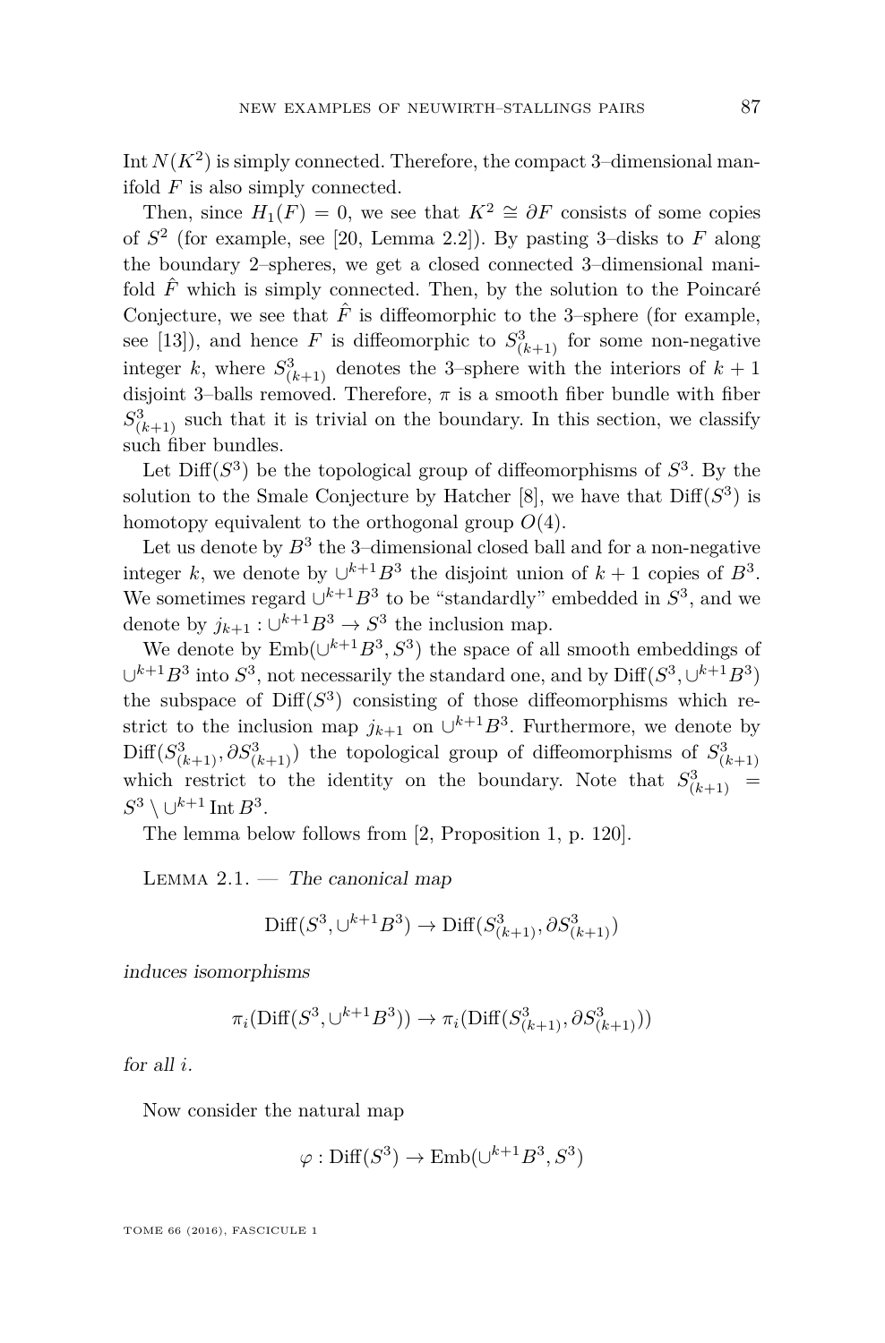$\operatorname{Int} N(K^2)$ is simply connected. Therefore, the compact 3–dimensional manifold $F$ is also simply connected.

Then, since $H_1(F) = 0$, we see that $K^2 \cong \partial F$ consists of some copies of $S^2$ (for example, see [20, Lemma 2.2]). By pasting 3–disks to $F$ along the boundary 2–spheres, we get a closed connected 3–dimensional manifold $\hat{F}$ which is simply connected. Then, by the solution to the Poincaré Conjecture, we see that $\hat{F}$ is diffeomorphic to the 3–sphere (for example, see [13]), and hence $F$ is diffeomorphic to $S^3_{(k+1)}$ for some non-negative integer $k$, where $S^3_{(k+1)}$ denotes the 3–sphere with the interiors of $k+1$ disjoint 3–balls removed. Therefore, $\pi$ is a smooth fiber bundle with fiber $S^3_{(k+1)}$ such that it is trivial on the boundary. In this section, we classify such fiber bundles.

Let $\operatorname{Diff}(S^3)$ be the topological group of diffeomorphisms of $S^3$. By the solution to the Smale Conjecture by Hatcher [8], we have that $\operatorname{Diff}(S^3)$ is homotopy equivalent to the orthogonal group $O(4)$.

Let us denote by $B^3$ the 3–dimensional closed ball and for a non-negative integer $k$, we denote by $\cup^{k+1} B^3$ the disjoint union of $k+1$ copies of $B^3$. We sometimes regard $\cup^{k+1} B^3$ to be "standardly" embedded in $S^3$, and we denote by $j_{k+1} : \cup^{k+1} B^3 \to S^3$ the inclusion map.

We denote by $\operatorname{Emb}(\cup^{k+1} B^3, S^3)$ the space of all smooth embeddings of $\cup^{k+1} B^3$ into $S^3$, not necessarily the standard one, and by $\operatorname{Diff}(S^3, \cup^{k+1} B^3)$ the subspace of $\operatorname{Diff}(S^3)$ consisting of those diffeomorphisms which restrict to the inclusion map $j_{k+1}$ on $\cup^{k+1} B^3$. Furthermore, we denote by $\operatorname{Diff}(S^3_{(k+1)}, \partial S^3_{(k+1)})$ the topological group of diffeomorphisms of $S^3_{(k+1)}$ which restrict to the identity on the boundary. Note that $S^3_{(k+1)} = S^3 \setminus \cup^{k+1} \operatorname{Int} B^3$.

The lemma below follows from [2, Proposition 1, p. 120].

Lemma 2.1. — *The canonical map*

$$\operatorname{Diff}(S^3, \cup^{k+1} B^3) \to \operatorname{Diff}(S^3_{(k+1)}, \partial S^3_{(k+1)})$$

*induces isomorphisms*

$$\pi_i(\operatorname{Diff}(S^3, \cup^{k+1} B^3)) \to \pi_i(\operatorname{Diff}(S^3_{(k+1)}, \partial S^3_{(k+1)}))$$

*for all $i$.*

Now consider the natural map

$$\varphi : \operatorname{Diff}(S^3) \to \operatorname{Emb}(\cup^{k+1} B^3, S^3)$$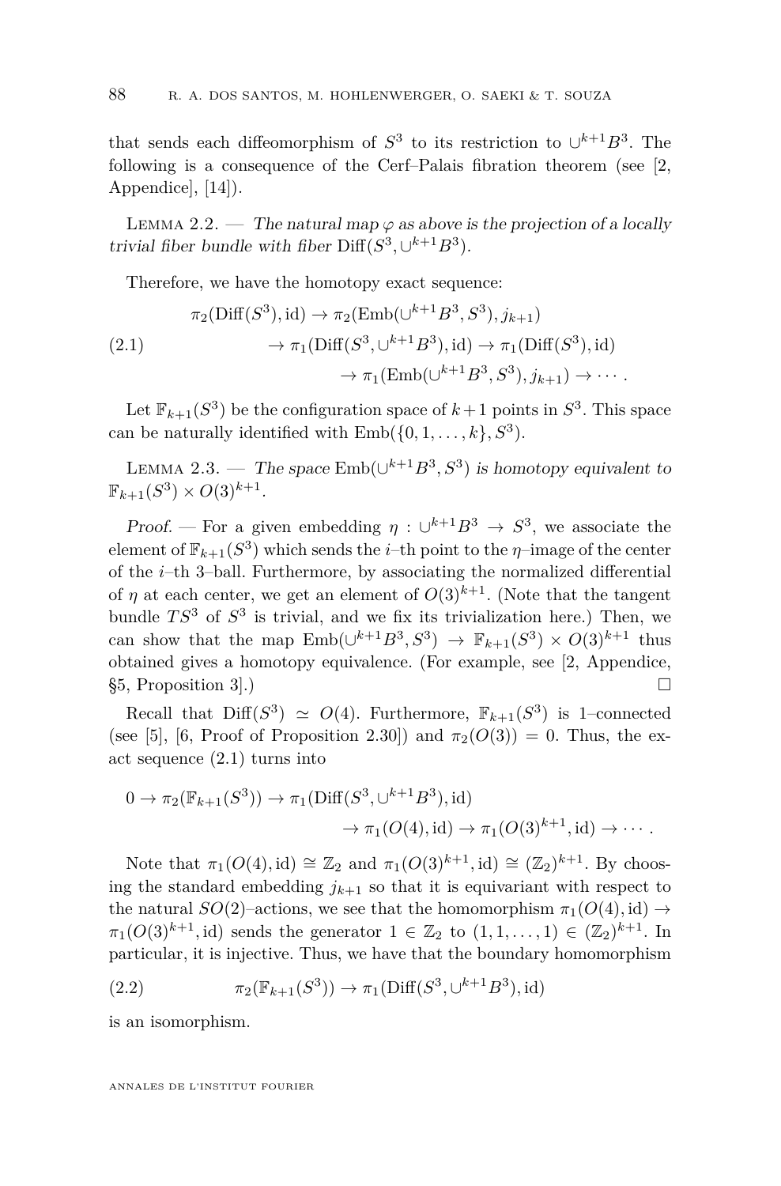that sends each diffeomorphism of $S^3$ to its restriction to $\cup^{k+1}B^3$. The following is a consequence of the Cerf–Palais fibration theorem (see [2, Appendice], [14]).

Lemma 2.2. — *The natural map $\varphi$ as above is the projection of a locally trivial fiber bundle with fiber* $\mathrm{Diff}(S^3, \cup^{k+1}B^3)$.

Therefore, we have the homotopy exact sequence:

$$\begin{aligned}
&\pi_2(\mathrm{Diff}(S^3), \mathrm{id}) \to \pi_2(\mathrm{Emb}(\cup^{k+1}B^3, S^3), j_{k+1}) \\
&\qquad \to \pi_1(\mathrm{Diff}(S^3, \cup^{k+1}B^3), \mathrm{id}) \to \pi_1(\mathrm{Diff}(S^3), \mathrm{id}) \\
&\qquad\qquad \to \pi_1(\mathrm{Emb}(\cup^{k+1}B^3, S^3), j_{k+1}) \to \cdots .
\end{aligned} \tag{2.1}$$

Let $\mathbb{F}_{k+1}(S^3)$ be the configuration space of $k+1$ points in $S^3$. This space can be naturally identified with $\mathrm{Emb}(\{0, 1, \ldots, k\}, S^3)$.

Lemma 2.3. — *The space $\mathrm{Emb}(\cup^{k+1}B^3, S^3)$ is homotopy equivalent to $\mathbb{F}_{k+1}(S^3) \times O(3)^{k+1}$.*

*Proof.* — For a given embedding $\eta : \cup^{k+1}B^3 \to S^3$, we associate the element of $\mathbb{F}_{k+1}(S^3)$ which sends the $i$–th point to the $\eta$–image of the center of the $i$–th 3–ball. Furthermore, by associating the normalized differential of $\eta$ at each center, we get an element of $O(3)^{k+1}$. (Note that the tangent bundle $TS^3$ of $S^3$ is trivial, and we fix its trivialization here.) Then, we can show that the map $\mathrm{Emb}(\cup^{k+1}B^3, S^3) \to \mathbb{F}_{k+1}(S^3) \times O(3)^{k+1}$ thus obtained gives a homotopy equivalence. (For example, see [2, Appendice, §5, Proposition 3].) □

Recall that $\mathrm{Diff}(S^3) \simeq O(4)$. Furthermore, $\mathbb{F}_{k+1}(S^3)$ is 1–connected (see [5], [6, Proof of Proposition 2.30]) and $\pi_2(O(3)) = 0$. Thus, the exact sequence (2.1) turns into

$$\begin{aligned}
0 \to \pi_2(\mathbb{F}_{k+1}(S^3)) &\to \pi_1(\mathrm{Diff}(S^3, \cup^{k+1}B^3), \mathrm{id}) \\
&\to \pi_1(O(4), \mathrm{id}) \to \pi_1(O(3)^{k+1}, \mathrm{id}) \to \cdots .
\end{aligned}$$

Note that $\pi_1(O(4), \mathrm{id}) \cong \mathbb{Z}_2$ and $\pi_1(O(3)^{k+1}, \mathrm{id}) \cong (\mathbb{Z}_2)^{k+1}$. By choosing the standard embedding $j_{k+1}$ so that it is equivariant with respect to the natural $SO(2)$–actions, we see that the homomorphism $\pi_1(O(4), \mathrm{id}) \to \pi_1(O(3)^{k+1}, \mathrm{id})$ sends the generator $1 \in \mathbb{Z}_2$ to $(1, 1, \ldots, 1) \in (\mathbb{Z}_2)^{k+1}$. In particular, it is injective. Thus, we have that the boundary homomorphism

$$\pi_2(\mathbb{F}_{k+1}(S^3)) \to \pi_1(\mathrm{Diff}(S^3, \cup^{k+1}B^3), \mathrm{id}) \tag{2.2}$$

is an isomorphism.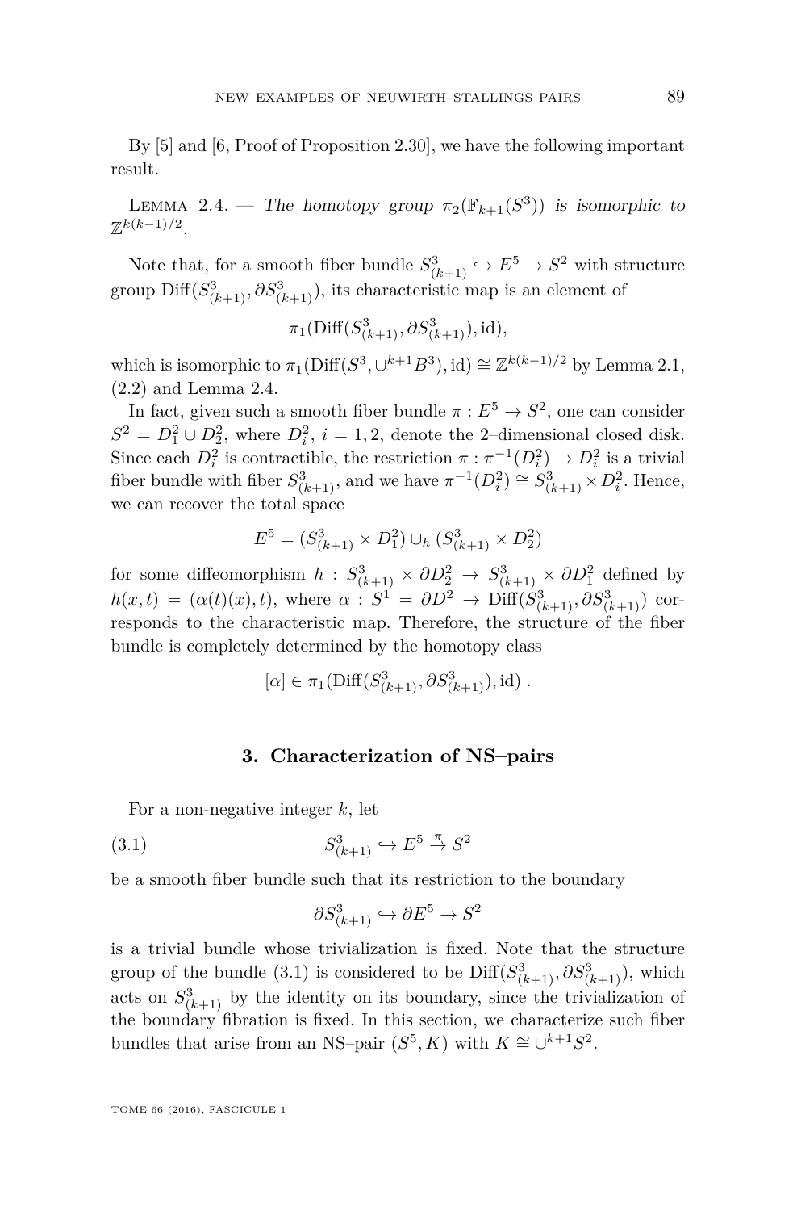By [5] and [6, Proof of Proposition 2.30], we have the following important result.

Lemma 2.4. — *The homotopy group $\pi_2(\mathbb{F}_{k+1}(S^3))$ is isomorphic to $\mathbb{Z}^{k(k-1)/2}$.*

Note that, for a smooth fiber bundle $S^3_{(k+1)} \hookrightarrow E^5 \to S^2$ with structure group $\mathrm{Diff}(S^3_{(k+1)}, \partial S^3_{(k+1)})$, its characteristic map is an element of

$$\pi_1(\mathrm{Diff}(S^3_{(k+1)}, \partial S^3_{(k+1)}), \mathrm{id}),$$

which is isomorphic to $\pi_1(\mathrm{Diff}(S^3, \cup^{k+1} B^3), \mathrm{id}) \cong \mathbb{Z}^{k(k-1)/2}$ by Lemma 2.1, (2.2) and Lemma 2.4.

In fact, given such a smooth fiber bundle $\pi : E^5 \to S^2$, one can consider $S^2 = D^2_1 \cup D^2_2$, where $D^2_i$, $i = 1, 2$, denote the 2–dimensional closed disk. Since each $D^2_i$ is contractible, the restriction $\pi : \pi^{-1}(D^2_i) \to D^2_i$ is a trivial fiber bundle with fiber $S^3_{(k+1)}$, and we have $\pi^{-1}(D^2_i) \cong S^3_{(k+1)} \times D^2_i$. Hence, we can recover the total space

$$E^5 = (S^3_{(k+1)} \times D^2_1) \cup_h (S^3_{(k+1)} \times D^2_2)$$

for some diffeomorphism $h : S^3_{(k+1)} \times \partial D^2_2 \to S^3_{(k+1)} \times \partial D^2_1$ defined by $h(x, t) = (\alpha(t)(x), t)$, where $\alpha : S^1 = \partial D^2 \to \mathrm{Diff}(S^3_{(k+1)}, \partial S^3_{(k+1)})$ corresponds to the characteristic map. Therefore, the structure of the fiber bundle is completely determined by the homotopy class

$$[\alpha] \in \pi_1(\mathrm{Diff}(S^3_{(k+1)}, \partial S^3_{(k+1)}), \mathrm{id})\ .$$

## 3. Characterization of NS–pairs

For a non-negative integer $k$, let

$$S^3_{(k+1)} \hookrightarrow E^5 \xrightarrow{\pi} S^2 \tag{3.1}$$

be a smooth fiber bundle such that its restriction to the boundary

$$\partial S^3_{(k+1)} \hookrightarrow \partial E^5 \to S^2$$

is a trivial bundle whose trivialization is fixed. Note that the structure group of the bundle (3.1) is considered to be $\mathrm{Diff}(S^3_{(k+1)}, \partial S^3_{(k+1)})$, which acts on $S^3_{(k+1)}$ by the identity on its boundary, since the trivialization of the boundary fibration is fixed. In this section, we characterize such fiber bundles that arise from an NS–pair $(S^5, K)$ with $K \cong \cup^{k+1} S^2$.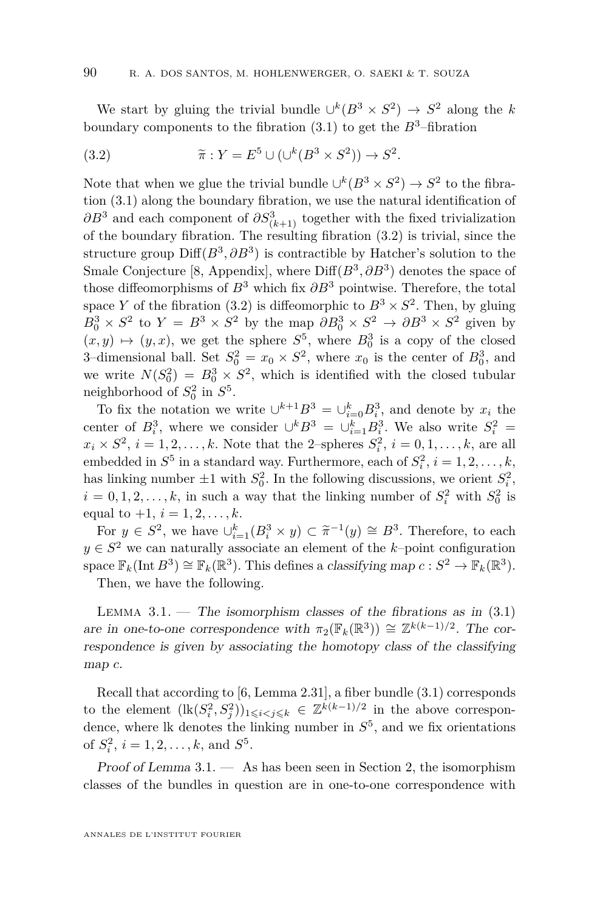We start by gluing the trivial bundle $\cup^k(B^3 \times S^2) \to S^2$ along the $k$ boundary components to the fibration (3.1) to get the $B^3$–fibration

$$\widetilde{\pi} : Y = E^5 \cup (\cup^k(B^3 \times S^2)) \to S^2. \tag{3.2}$$

Note that when we glue the trivial bundle $\cup^k(B^3 \times S^2) \to S^2$ to the fibration (3.1) along the boundary fibration, we use the natural identification of $\partial B^3$ and each component of $\partial S^3_{(k+1)}$ together with the fixed trivialization of the boundary fibration. The resulting fibration (3.2) is trivial, since the structure group $\mathrm{Diff}(B^3, \partial B^3)$ is contractible by Hatcher's solution to the Smale Conjecture [8, Appendix], where $\mathrm{Diff}(B^3, \partial B^3)$ denotes the space of those diffeomorphisms of $B^3$ which fix $\partial B^3$ pointwise. Therefore, the total space $Y$ of the fibration (3.2) is diffeomorphic to $B^3 \times S^2$. Then, by gluing $B^3_0 \times S^2$ to $Y = B^3 \times S^2$ by the map $\partial B^3_0 \times S^2 \to \partial B^3 \times S^2$ given by $(x, y) \mapsto (y, x)$, we get the sphere $S^5$, where $B^3_0$ is a copy of the closed 3–dimensional ball. Set $S^2_0 = x_0 \times S^2$, where $x_0$ is the center of $B^3_0$, and we write $N(S^2_0) = B^3_0 \times S^2$, which is identified with the closed tubular neighborhood of $S^2_0$ in $S^5$.

To fix the notation we write $\cup^{k+1} B^3 = \cup^k_{i=0} B^3_i$, and denote by $x_i$ the center of $B^3_i$, where we consider $\cup^k B^3 = \cup^k_{i=1} B^3_i$. We also write $S^2_i = x_i \times S^2$, $i = 1, 2, \ldots, k$. Note that the 2–spheres $S^2_i$, $i = 0, 1, \ldots, k$, are all embedded in $S^5$ in a standard way. Furthermore, each of $S^2_i$, $i = 1, 2, \ldots, k$, has linking number $\pm 1$ with $S^2_0$. In the following discussions, we orient $S^2_i$, $i = 0, 1, 2, \ldots, k$, in such a way that the linking number of $S^2_i$ with $S^2_0$ is equal to $+1$, $i = 1, 2, \ldots, k$.

For $y \in S^2$, we have $\cup^k_{i=1}(B^3_i \times y) \subset \widetilde{\pi}^{-1}(y) \cong B^3$. Therefore, to each $y \in S^2$ we can naturally associate an element of the $k$–point configuration space $\mathbb{F}_k(\mathrm{Int}\, B^3) \cong \mathbb{F}_k(\mathbb{R}^3)$. This defines a *classifying map* $c : S^2 \to \mathbb{F}_k(\mathbb{R}^3)$.

Then, we have the following.

Lemma 3.1. — *The isomorphism classes of the fibrations as in* (3.1) *are in one-to-one correspondence with* $\pi_2(\mathbb{F}_k(\mathbb{R}^3)) \cong \mathbb{Z}^{k(k-1)/2}$*. The correspondence is given by associating the homotopy class of the classifying map* $c$*.*

Recall that according to [6, Lemma 2.31], a fiber bundle (3.1) corresponds to the element $(\mathrm{lk}(S^2_i, S^2_j))_{1 \leqslant i < j \leqslant k} \in \mathbb{Z}^{k(k-1)/2}$ in the above correspondence, where lk denotes the linking number in $S^5$, and we fix orientations of $S^2_i$, $i = 1, 2, \ldots, k$, and $S^5$.

*Proof of Lemma* 3.1. — As has been seen in Section 2, the isomorphism classes of the bundles in question are in one-to-one correspondence with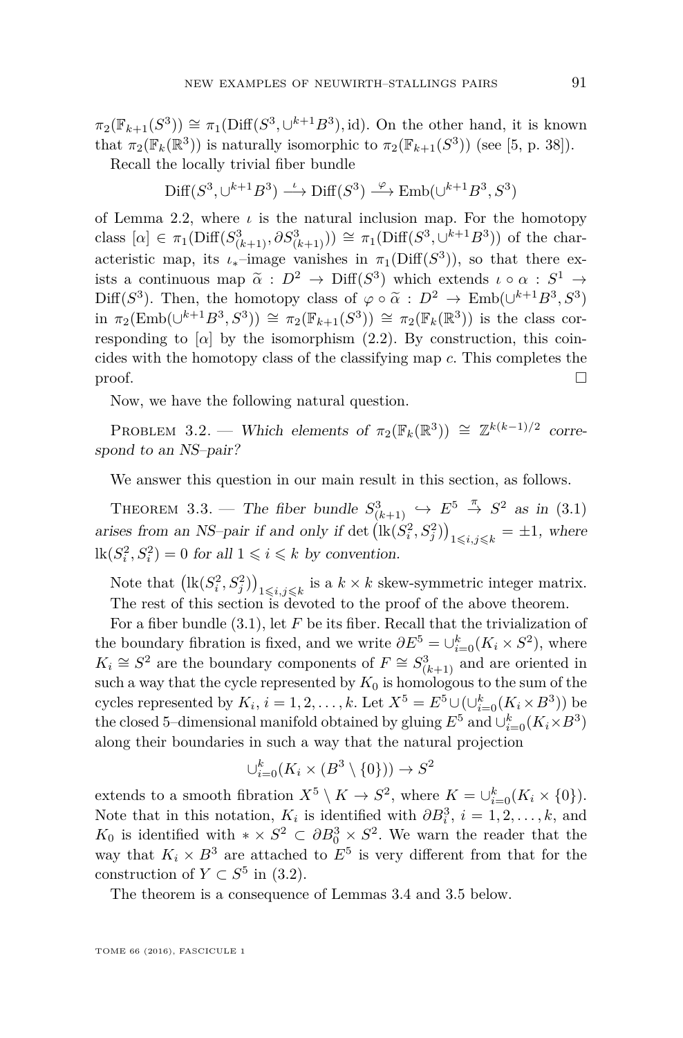$\pi_2(\mathbb{F}_{k+1}(S^3)) \cong \pi_1(\mathrm{Diff}(S^3, \cup^{k+1}B^3), \mathrm{id})$. On the other hand, it is known that $\pi_2(\mathbb{F}_k(\mathbb{R}^3))$ is naturally isomorphic to $\pi_2(\mathbb{F}_{k+1}(S^3))$ (see [5, p. 38]).

Recall the locally trivial fiber bundle

$$\mathrm{Diff}(S^3, \cup^{k+1}B^3) \xrightarrow{\iota} \mathrm{Diff}(S^3) \xrightarrow{\varphi} \mathrm{Emb}(\cup^{k+1}B^3, S^3)$$

of Lemma 2.2, where $\iota$ is the natural inclusion map. For the homotopy class $[\alpha] \in \pi_1(\mathrm{Diff}(S^3_{(k+1)}, \partial S^3_{(k+1)})) \cong \pi_1(\mathrm{Diff}(S^3, \cup^{k+1}B^3))$ of the characteristic map, its $\iota_*$–image vanishes in $\pi_1(\mathrm{Diff}(S^3))$, so that there exists a continuous map $\widetilde{\alpha} : D^2 \to \mathrm{Diff}(S^3)$ which extends $\iota \circ \alpha : S^1 \to \mathrm{Diff}(S^3)$. Then, the homotopy class of $\varphi \circ \widetilde{\alpha} : D^2 \to \mathrm{Emb}(\cup^{k+1}B^3, S^3)$ in $\pi_2(\mathrm{Emb}(\cup^{k+1}B^3, S^3)) \cong \pi_2(\mathbb{F}_{k+1}(S^3)) \cong \pi_2(\mathbb{F}_k(\mathbb{R}^3))$ is the class corresponding to $[\alpha]$ by the isomorphism (2.2). By construction, this coincides with the homotopy class of the classifying map $c$. This completes the proof. □

Now, we have the following natural question.

Problem 3.2. — *Which elements of $\pi_2(\mathbb{F}_k(\mathbb{R}^3)) \cong \mathbb{Z}^{k(k-1)/2}$ correspond to an NS–pair?*

We answer this question in our main result in this section, as follows.

Theorem 3.3. — *The fiber bundle $S^3_{(k+1)} \hookrightarrow E^5 \xrightarrow{\pi} S^2$ as in (3.1) arises from an NS–pair if and only if $\det\left(\mathrm{lk}(S^2_i, S^2_j)\right)_{1 \leqslant i,j \leqslant k} = \pm 1$, where $\mathrm{lk}(S^2_i, S^2_i) = 0$ for all $1 \leqslant i \leqslant k$ by convention.*

Note that $\left(\mathrm{lk}(S^2_i, S^2_j)\right)_{1 \leqslant i,j \leqslant k}$ is a $k \times k$ skew-symmetric integer matrix.

The rest of this section is devoted to the proof of the above theorem.

For a fiber bundle (3.1), let $F$ be its fiber. Recall that the trivialization of the boundary fibration is fixed, and we write $\partial E^5 = \cup_{i=0}^k (K_i \times S^2)$, where $K_i \cong S^2$ are the boundary components of $F \cong S^3_{(k+1)}$ and are oriented in such a way that the cycle represented by $K_0$ is homologous to the sum of the cycles represented by $K_i$, $i = 1, 2, \ldots, k$. Let $X^5 = E^5 \cup (\cup_{i=0}^k (K_i \times B^3))$ be the closed 5–dimensional manifold obtained by gluing $E^5$ and $\cup_{i=0}^k (K_i \times B^3)$ along their boundaries in such a way that the natural projection

$$\cup_{i=0}^k (K_i \times (B^3 \setminus \{0\})) \to S^2$$

extends to a smooth fibration $X^5 \setminus K \to S^2$, where $K = \cup_{i=0}^k (K_i \times \{0\})$. Note that in this notation, $K_i$ is identified with $\partial B^3_i$, $i = 1, 2, \ldots, k$, and $K_0$ is identified with $* \times S^2 \subset \partial B^3_0 \times S^2$. We warn the reader that the way that $K_i \times B^3$ are attached to $E^5$ is very different from that for the construction of $Y \subset S^5$ in (3.2).

The theorem is a consequence of Lemmas 3.4 and 3.5 below.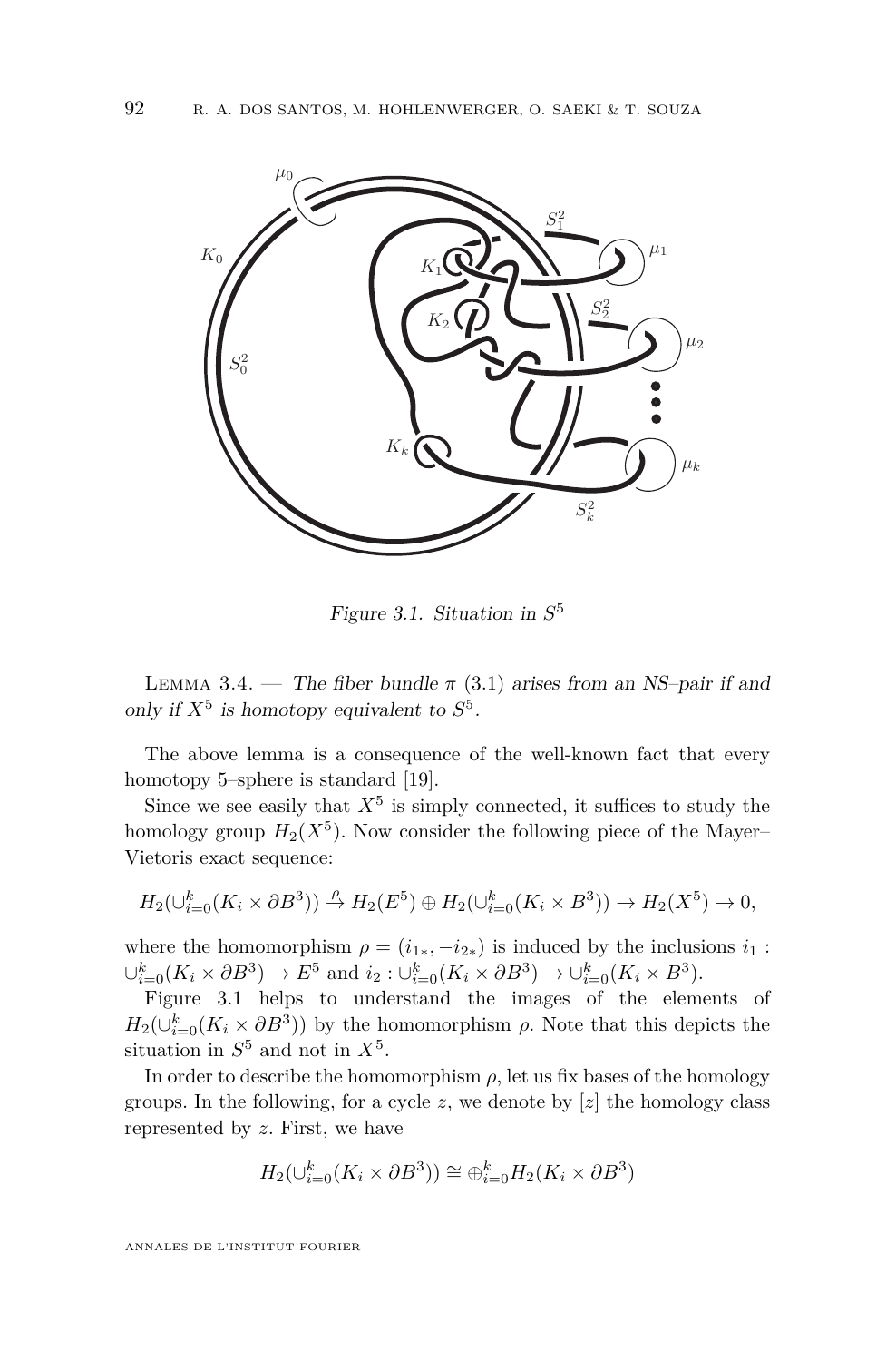$\mu_0$

$K_0$

$S_0^2$

$K_1$

$K_2$

$K_k$

$S_1^2$

$\mu_1$

$S_2^2$

$\mu_2$

$\mu_k$

$S_k^2$

*Figure 3.1. Situation in $S^5$*

Lemma 3.4. — *The fiber bundle $\pi$ (3.1) arises from an NS–pair if and only if $X^5$ is homotopy equivalent to $S^5$.*

The above lemma is a consequence of the well-known fact that every homotopy 5–sphere is standard [19].

Since we see easily that $X^5$ is simply connected, it suffices to study the homology group $H_2(X^5)$. Now consider the following piece of the Mayer–Vietoris exact sequence:

$$H_2(\cup_{i=0}^k (K_i \times \partial B^3)) \xrightarrow{\rho} H_2(E^5) \oplus H_2(\cup_{i=0}^k (K_i \times B^3)) \to H_2(X^5) \to 0,$$

where the homomorphism $\rho = (i_{1*}, -i_{2*})$ is induced by the inclusions $i_1 : \cup_{i=0}^k (K_i \times \partial B^3) \to E^5$ and $i_2 : \cup_{i=0}^k (K_i \times \partial B^3) \to \cup_{i=0}^k (K_i \times B^3)$.

Figure 3.1 helps to understand the images of the elements of $H_2(\cup_{i=0}^k (K_i \times \partial B^3))$ by the homomorphism $\rho$. Note that this depicts the situation in $S^5$ and not in $X^5$.

In order to describe the homomorphism $\rho$, let us fix bases of the homology groups. In the following, for a cycle $z$, we denote by $[z]$ the homology class represented by $z$. First, we have

$$H_2(\cup_{i=0}^k (K_i \times \partial B^3)) \cong \oplus_{i=0}^k H_2(K_i \times \partial B^3)$$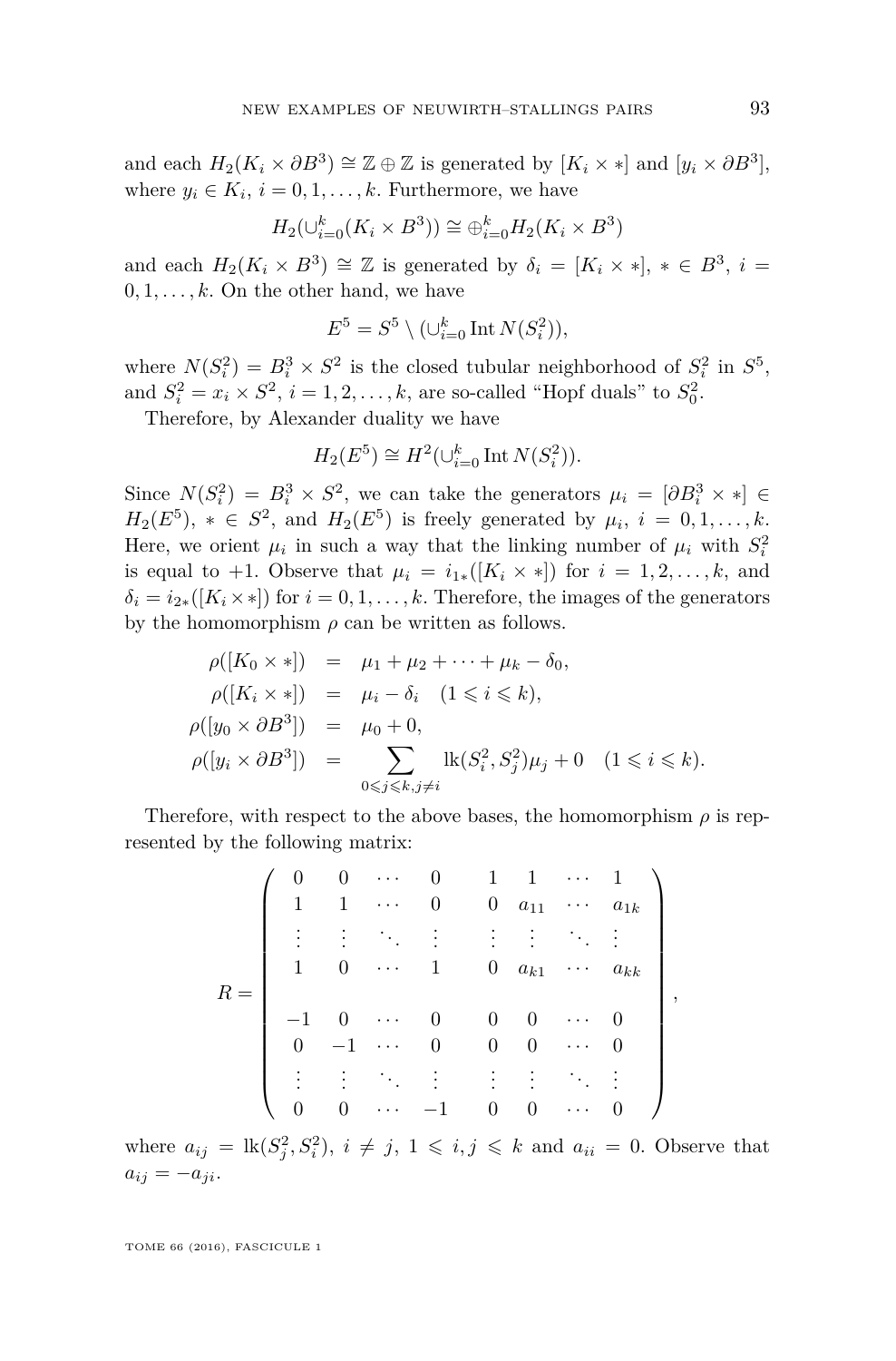and each $H_2(K_i \times \partial B^3) \cong \mathbb{Z} \oplus \mathbb{Z}$ is generated by $[K_i \times *]$ and $[y_i \times \partial B^3]$, where $y_i \in K_i$, $i = 0, 1, \ldots, k$. Furthermore, we have

$$H_2(\cup_{i=0}^k (K_i \times B^3)) \cong \oplus_{i=0}^k H_2(K_i \times B^3)$$

and each $H_2(K_i \times B^3) \cong \mathbb{Z}$ is generated by $\delta_i = [K_i \times *]$, $* \in B^3$, $i = 0, 1, \ldots, k$. On the other hand, we have

$$E^5 = S^5 \setminus (\cup_{i=0}^k \operatorname{Int} N(S_i^2)),$$

where $N(S_i^2) = B_i^3 \times S^2$ is the closed tubular neighborhood of $S_i^2$ in $S^5$, and $S_i^2 = x_i \times S^2$, $i = 1, 2, \ldots, k$, are so-called "Hopf duals" to $S_0^2$.

Therefore, by Alexander duality we have

$$H_2(E^5) \cong H^2(\cup_{i=0}^k \operatorname{Int} N(S_i^2)).$$

Since $N(S_i^2) = B_i^3 \times S^2$, we can take the generators $\mu_i = [\partial B_i^3 \times *] \in H_2(E^5)$, $* \in S^2$, and $H_2(E^5)$ is freely generated by $\mu_i$, $i = 0, 1, \ldots, k$. Here, we orient $\mu_i$ in such a way that the linking number of $\mu_i$ with $S_i^2$ is equal to $+1$. Observe that $\mu_i = i_{1*}([K_i \times *])$ for $i = 1, 2, \ldots, k$, and $\delta_i = i_{2*}([K_i \times *])$ for $i = 0, 1, \ldots, k$. Therefore, the images of the generators by the homomorphism $\rho$ can be written as follows.

$$\begin{aligned}
\rho([K_0 \times *]) &= \mu_1 + \mu_2 + \cdots + \mu_k - \delta_0, \\
\rho([K_i \times *]) &= \mu_i - \delta_i \quad (1 \leqslant i \leqslant k), \\
\rho([y_0 \times \partial B^3]) &= \mu_0 + 0, \\
\rho([y_i \times \partial B^3]) &= \sum_{0 \leqslant j \leqslant k, j \neq i} \operatorname{lk}(S_i^2, S_j^2)\mu_j + 0 \quad (1 \leqslant i \leqslant k).
\end{aligned}$$

Therefore, with respect to the above bases, the homomorphism $\rho$ is represented by the following matrix:

$$R = \begin{pmatrix}
0 & 0 & \cdots & 0 & 1 & 1 & \cdots & 1 \\
1 & 1 & \cdots & 0 & 0 & a_{11} & \cdots & a_{1k} \\
\vdots & \vdots & \ddots & \vdots & \vdots & \vdots & \ddots & \vdots \\
1 & 0 & \cdots & 1 & 0 & a_{k1} & \cdots & a_{kk} \\
 & & & & & & & \\
-1 & 0 & \cdots & 0 & 0 & 0 & \cdots & 0 \\
0 & -1 & \cdots & 0 & 0 & 0 & \cdots & 0 \\
\vdots & \vdots & \ddots & \vdots & \vdots & \vdots & \ddots & \vdots \\
0 & 0 & \cdots & -1 & 0 & 0 & \cdots & 0
\end{pmatrix},$$

where $a_{ij} = \operatorname{lk}(S_j^2, S_i^2)$, $i \neq j$, $1 \leqslant i, j \leqslant k$ and $a_{ii} = 0$. Observe that $a_{ij} = -a_{ji}$.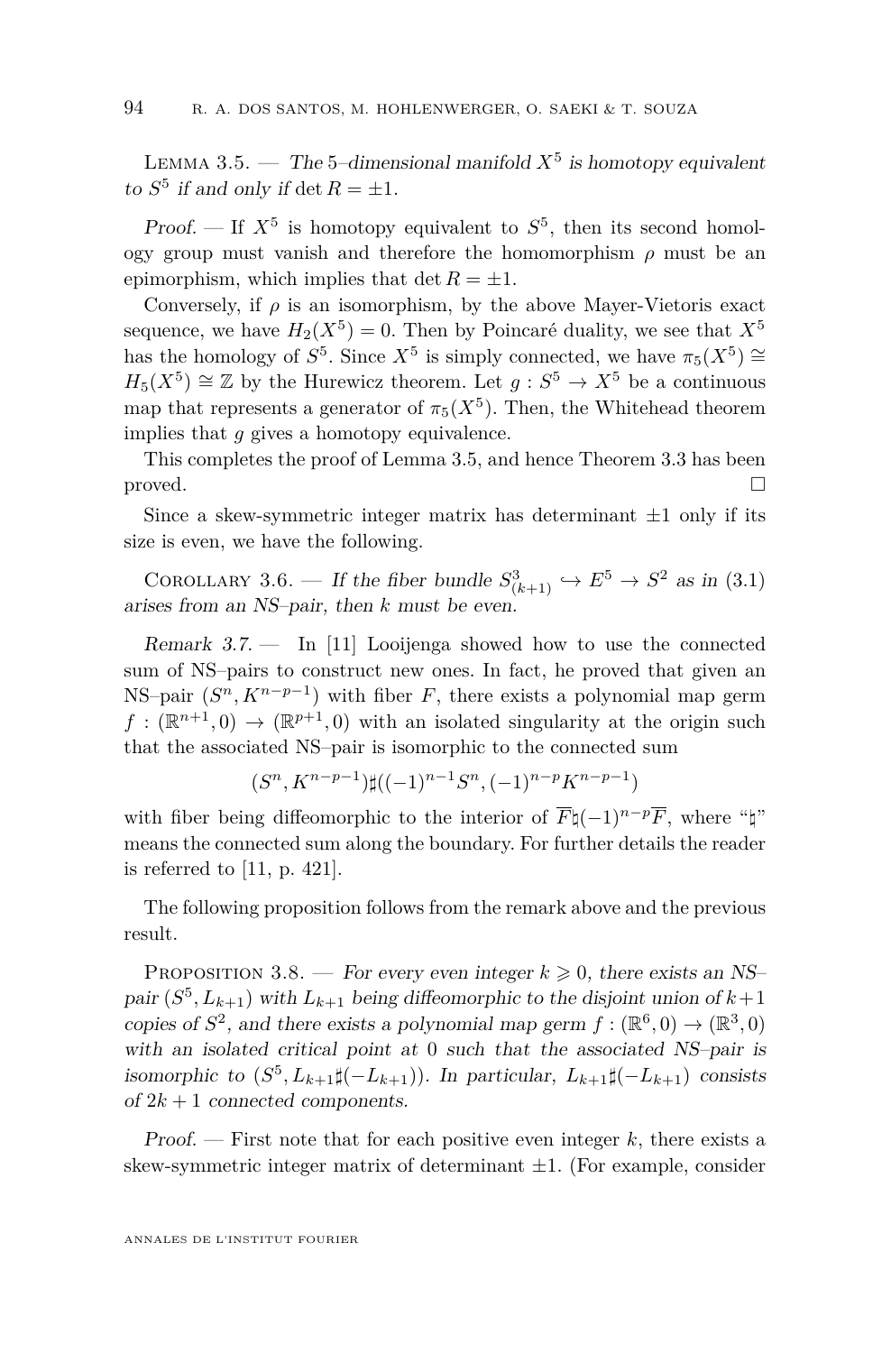Lemma 3.5. — *The 5–dimensional manifold $X^5$ is homotopy equivalent to $S^5$ if and only if* $\det R = \pm 1$.

*Proof.* — If $X^5$ is homotopy equivalent to $S^5$, then its second homology group must vanish and therefore the homomorphism $\rho$ must be an epimorphism, which implies that $\det R = \pm 1$.

Conversely, if $\rho$ is an isomorphism, by the above Mayer-Vietoris exact sequence, we have $H_2(X^5) = 0$. Then by Poincaré duality, we see that $X^5$ has the homology of $S^5$. Since $X^5$ is simply connected, we have $\pi_5(X^5) \cong H_5(X^5) \cong \mathbb{Z}$ by the Hurewicz theorem. Let $g : S^5 \to X^5$ be a continuous map that represents a generator of $\pi_5(X^5)$. Then, the Whitehead theorem implies that $g$ gives a homotopy equivalence.

This completes the proof of Lemma 3.5, and hence Theorem 3.3 has been proved. □

Since a skew-symmetric integer matrix has determinant $\pm 1$ only if its size is even, we have the following.

Corollary 3.6. — *If the fiber bundle $S^3_{(k+1)} \hookrightarrow E^5 \to S^2$ as in (3.1) arises from an NS–pair, then $k$ must be even.*

*Remark 3.7.* — In [11] Looijenga showed how to use the connected sum of NS–pairs to construct new ones. In fact, he proved that given an NS–pair $(S^n, K^{n-p-1})$ with fiber $F$, there exists a polynomial map germ $f : (\mathbb{R}^{n+1}, 0) \to (\mathbb{R}^{p+1}, 0)$ with an isolated singularity at the origin such that the associated NS–pair is isomorphic to the connected sum

$$(S^n, K^{n-p-1})\sharp((-1)^{n-1}S^n, (-1)^{n-p}K^{n-p-1})$$

with fiber being diffeomorphic to the interior of $\overline{F}\natural(-1)^{n-p}\overline{F}$, where "$\natural$" means the connected sum along the boundary. For further details the reader is referred to [11, p. 421].

The following proposition follows from the remark above and the previous result.

Proposition 3.8. — *For every even integer $k \geqslant 0$, there exists an NS–pair $(S^5, L_{k+1})$ with $L_{k+1}$ being diffeomorphic to the disjoint union of $k+1$ copies of $S^2$, and there exists a polynomial map germ $f : (\mathbb{R}^6, 0) \to (\mathbb{R}^3, 0)$ with an isolated critical point at 0 such that the associated NS–pair is isomorphic to $(S^5, L_{k+1}\sharp(-L_{k+1}))$. In particular, $L_{k+1}\sharp(-L_{k+1})$ consists of $2k+1$ connected components.*

*Proof.* — First note that for each positive even integer $k$, there exists a skew-symmetric integer matrix of determinant $\pm 1$. (For example, consider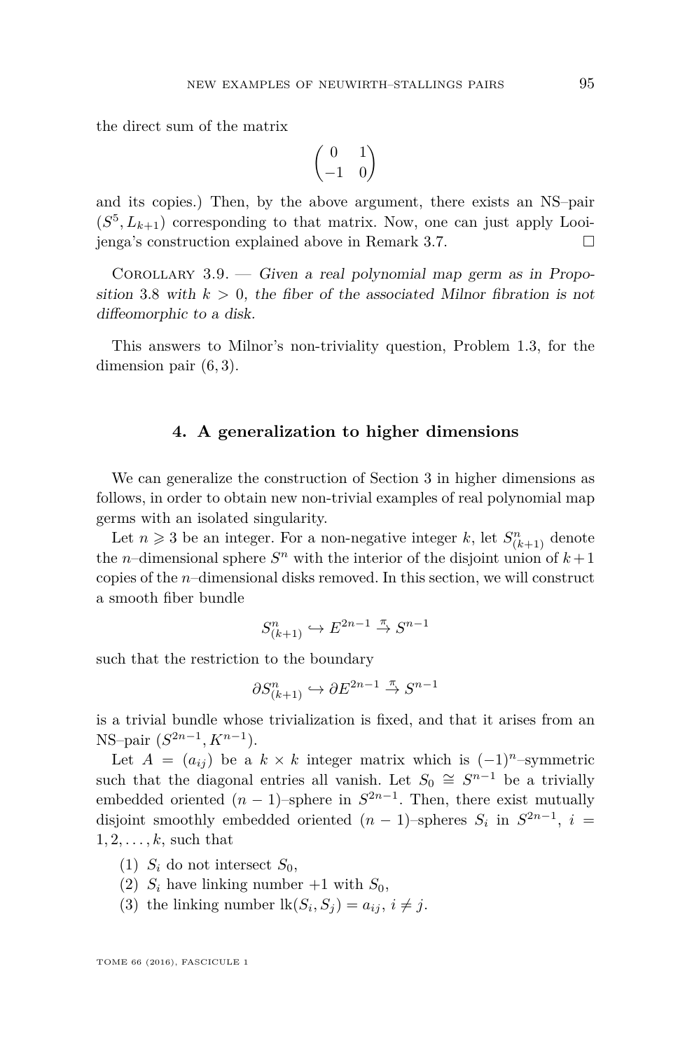the direct sum of the matrix

$$\begin{pmatrix} 0 & 1 \\ -1 & 0 \end{pmatrix}$$

and its copies.) Then, by the above argument, there exists an NS–pair $(S^5, L_{k+1})$ corresponding to that matrix. Now, one can just apply Looijenga's construction explained above in Remark 3.7. □

Corollary 3.9. — *Given a real polynomial map germ as in Proposition 3.8 with $k > 0$, the fiber of the associated Milnor fibration is not diffeomorphic to a disk.*

This answers to Milnor's non-triviality question, Problem 1.3, for the dimension pair $(6, 3)$.

## 4. A generalization to higher dimensions

We can generalize the construction of Section 3 in higher dimensions as follows, in order to obtain new non-trivial examples of real polynomial map germs with an isolated singularity.

Let $n \geqslant 3$ be an integer. For a non-negative integer $k$, let $S^n_{(k+1)}$ denote the $n$–dimensional sphere $S^n$ with the interior of the disjoint union of $k+1$ copies of the $n$–dimensional disks removed. In this section, we will construct a smooth fiber bundle

$$S^n_{(k+1)} \hookrightarrow E^{2n-1} \xrightarrow{\pi} S^{n-1}$$

such that the restriction to the boundary

$$\partial S^n_{(k+1)} \hookrightarrow \partial E^{2n-1} \xrightarrow{\pi} S^{n-1}$$

is a trivial bundle whose trivialization is fixed, and that it arises from an NS–pair $(S^{2n-1}, K^{n-1})$.

Let $A = (a_{ij})$ be a $k \times k$ integer matrix which is $(-1)^n$–symmetric such that the diagonal entries all vanish. Let $S_0 \cong S^{n-1}$ be a trivially embedded oriented $(n-1)$–sphere in $S^{2n-1}$. Then, there exist mutually disjoint smoothly embedded oriented $(n-1)$–spheres $S_i$ in $S^{2n-1}$, $i = 1, 2, \ldots, k$, such that

(1) $S_i$ do not intersect $S_0$,
(2) $S_i$ have linking number $+1$ with $S_0$,
(3) the linking number $\mathrm{lk}(S_i, S_j) = a_{ij}$, $i \neq j$.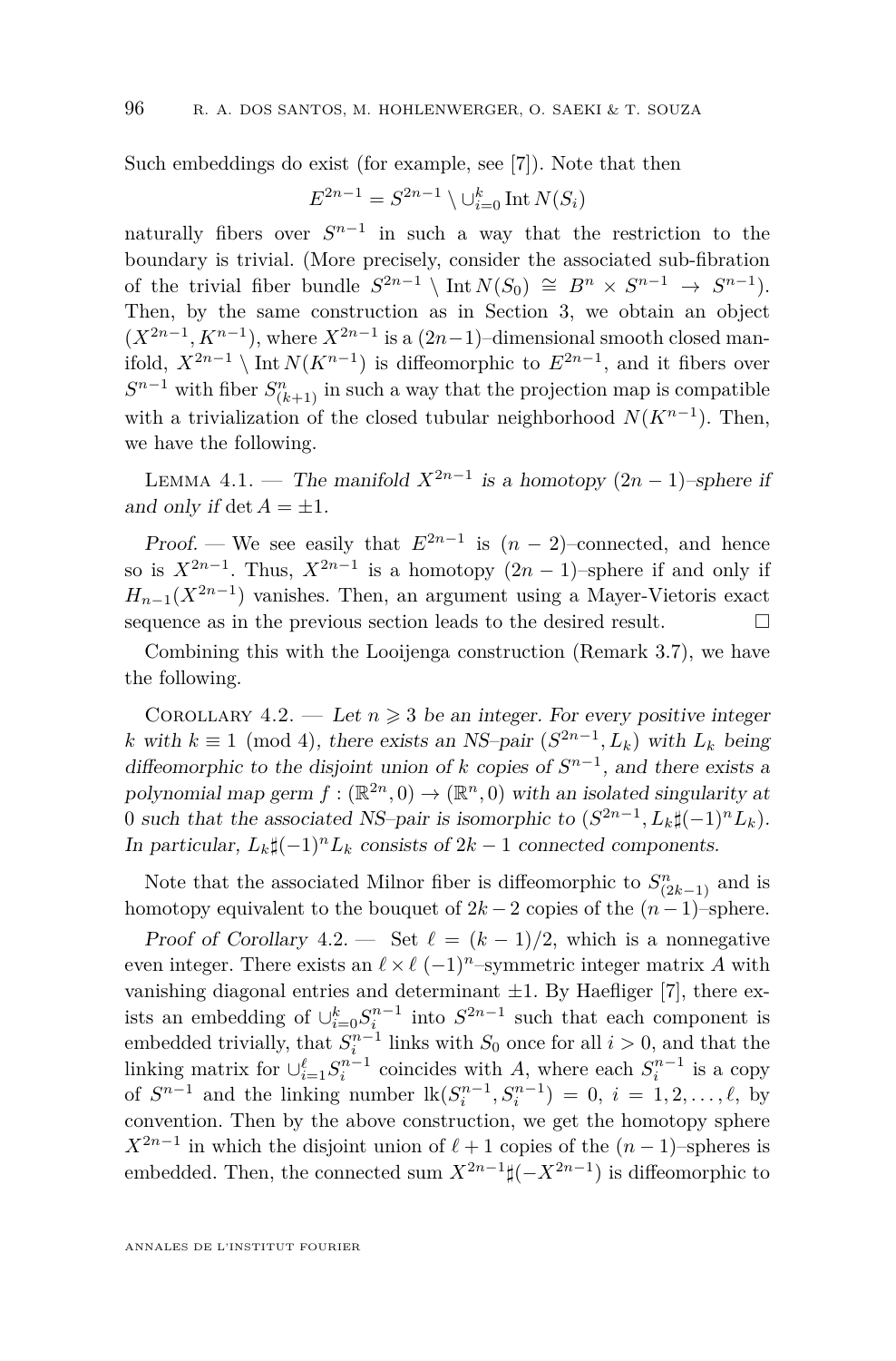Such embeddings do exist (for example, see [7]). Note that then

$$E^{2n-1} = S^{2n-1} \setminus \cup_{i=0}^{k} \operatorname{Int} N(S_i)$$

naturally fibers over $S^{n-1}$ in such a way that the restriction to the boundary is trivial. (More precisely, consider the associated sub-fibration of the trivial fiber bundle $S^{2n-1} \setminus \operatorname{Int} N(S_0) \cong B^n \times S^{n-1} \to S^{n-1}$). Then, by the same construction as in Section 3, we obtain an object $(X^{2n-1}, K^{n-1})$, where $X^{2n-1}$ is a $(2n-1)$–dimensional smooth closed manifold, $X^{2n-1} \setminus \operatorname{Int} N(K^{n-1})$ is diffeomorphic to $E^{2n-1}$, and it fibers over $S^{n-1}$ with fiber $S^n_{(k+1)}$ in such a way that the projection map is compatible with a trivialization of the closed tubular neighborhood $N(K^{n-1})$. Then, we have the following.

Lemma 4.1. — *The manifold $X^{2n-1}$ is a homotopy $(2n-1)$–sphere if and only if $\det A = \pm 1$.*

*Proof.* — We see easily that $E^{2n-1}$ is $(n-2)$–connected, and hence so is $X^{2n-1}$. Thus, $X^{2n-1}$ is a homotopy $(2n-1)$–sphere if and only if $H_{n-1}(X^{2n-1})$ vanishes. Then, an argument using a Mayer-Vietoris exact sequence as in the previous section leads to the desired result. □

Combining this with the Looijenga construction (Remark 3.7), we have the following.

Corollary 4.2. — *Let $n \geqslant 3$ be an integer. For every positive integer $k$ with $k \equiv 1 \pmod 4$, there exists an NS–pair $(S^{2n-1}, L_k)$ with $L_k$ being diffeomorphic to the disjoint union of $k$ copies of $S^{n-1}$, and there exists a polynomial map germ $f : (\mathbb{R}^{2n}, 0) \to (\mathbb{R}^n, 0)$ with an isolated singularity at $0$ such that the associated NS–pair is isomorphic to $(S^{2n-1}, L_k \sharp (-1)^n L_k)$. In particular, $L_k \sharp (-1)^n L_k$ consists of $2k-1$ connected components.*

Note that the associated Milnor fiber is diffeomorphic to $S^n_{(2k-1)}$ and is homotopy equivalent to the bouquet of $2k-2$ copies of the $(n-1)$–sphere.

*Proof of Corollary 4.2.* — Set $\ell = (k-1)/2$, which is a nonnegative even integer. There exists an $\ell \times \ell$ $(-1)^n$–symmetric integer matrix $A$ with vanishing diagonal entries and determinant $\pm 1$. By Haefliger [7], there exists an embedding of $\cup_{i=0}^{k} S_i^{n-1}$ into $S^{2n-1}$ such that each component is embedded trivially, that $S_i^{n-1}$ links with $S_0$ once for all $i > 0$, and that the linking matrix for $\cup_{i=1}^{\ell} S_i^{n-1}$ coincides with $A$, where each $S_i^{n-1}$ is a copy of $S^{n-1}$ and the linking number $\operatorname{lk}(S_i^{n-1}, S_i^{n-1}) = 0$, $i = 1, 2, \ldots, \ell$, by convention. Then by the above construction, we get the homotopy sphere $X^{2n-1}$ in which the disjoint union of $\ell + 1$ copies of the $(n-1)$–spheres is embedded. Then, the connected sum $X^{2n-1} \sharp (-X^{2n-1})$ is diffeomorphic to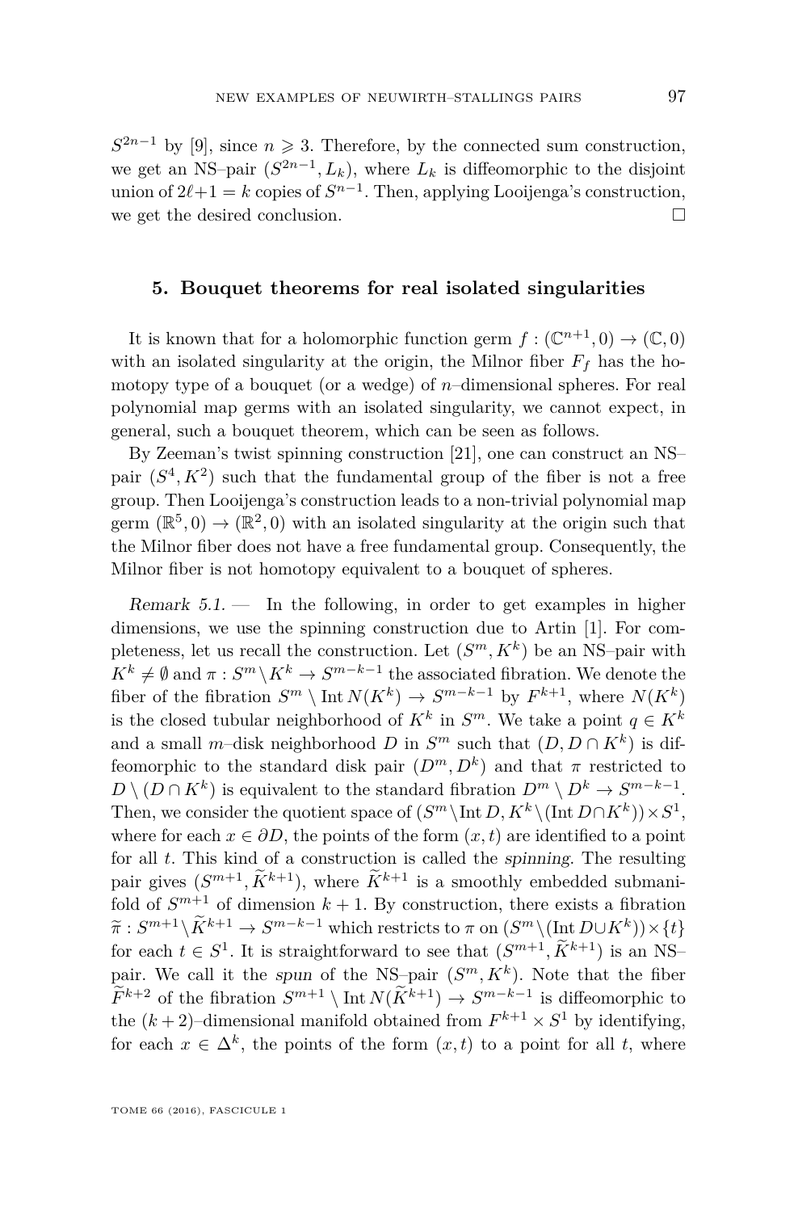$S^{2n-1}$ by [9], since $n \geqslant 3$. Therefore, by the connected sum construction, we get an NS–pair $(S^{2n-1}, L_k)$, where $L_k$ is diffeomorphic to the disjoint union of $2\ell+1 = k$ copies of $S^{n-1}$. Then, applying Looijenga's construction, we get the desired conclusion. □

## 5. Bouquet theorems for real isolated singularities

It is known that for a holomorphic function germ $f : (\mathbb{C}^{n+1}, 0) \to (\mathbb{C}, 0)$ with an isolated singularity at the origin, the Milnor fiber $F_f$ has the homotopy type of a bouquet (or a wedge) of $n$–dimensional spheres. For real polynomial map germs with an isolated singularity, we cannot expect, in general, such a bouquet theorem, which can be seen as follows.

By Zeeman's twist spinning construction [21], one can construct an NS–pair $(S^4, K^2)$ such that the fundamental group of the fiber is not a free group. Then Looijenga's construction leads to a non-trivial polynomial map germ $(\mathbb{R}^5, 0) \to (\mathbb{R}^2, 0)$ with an isolated singularity at the origin such that the Milnor fiber does not have a free fundamental group. Consequently, the Milnor fiber is not homotopy equivalent to a bouquet of spheres.

*Remark 5.1.* — In the following, in order to get examples in higher dimensions, we use the spinning construction due to Artin [1]. For completeness, let us recall the construction. Let $(S^m, K^k)$ be an NS–pair with $K^k \neq \emptyset$ and $\pi : S^m \setminus K^k \to S^{m-k-1}$ the associated fibration. We denote the fiber of the fibration $S^m \setminus \operatorname{Int} N(K^k) \to S^{m-k-1}$ by $F^{k+1}$, where $N(K^k)$ is the closed tubular neighborhood of $K^k$ in $S^m$. We take a point $q \in K^k$ and a small $m$–disk neighborhood $D$ in $S^m$ such that $(D, D \cap K^k)$ is diffeomorphic to the standard disk pair $(D^m, D^k)$ and that $\pi$ restricted to $D \setminus (D \cap K^k)$ is equivalent to the standard fibration $D^m \setminus D^k \to S^{m-k-1}$. Then, we consider the quotient space of $(S^m \setminus \operatorname{Int} D, K^k \setminus (\operatorname{Int} D \cap K^k)) \times S^1$, where for each $x \in \partial D$, the points of the form $(x, t)$ are identified to a point for all $t$. This kind of a construction is called the *spinning*. The resulting pair gives $(S^{m+1}, \widetilde{K}^{k+1})$, where $\widetilde{K}^{k+1}$ is a smoothly embedded submanifold of $S^{m+1}$ of dimension $k+1$. By construction, there exists a fibration $\widetilde{\pi} : S^{m+1} \setminus \widetilde{K}^{k+1} \to S^{m-k-1}$ which restricts to $\pi$ on $(S^m \setminus (\operatorname{Int} D \cup K^k)) \times \{t\}$ for each $t \in S^1$. It is straightforward to see that $(S^{m+1}, \widetilde{K}^{k+1})$ is an NS–pair. We call it the *spun* of the NS–pair $(S^m, K^k)$. Note that the fiber $\widetilde{F}^{k+2}$ of the fibration $S^{m+1} \setminus \operatorname{Int} N(\widetilde{K}^{k+1}) \to S^{m-k-1}$ is diffeomorphic to the $(k+2)$–dimensional manifold obtained from $F^{k+1} \times S^1$ by identifying, for each $x \in \Delta^k$, the points of the form $(x, t)$ to a point for all $t$, where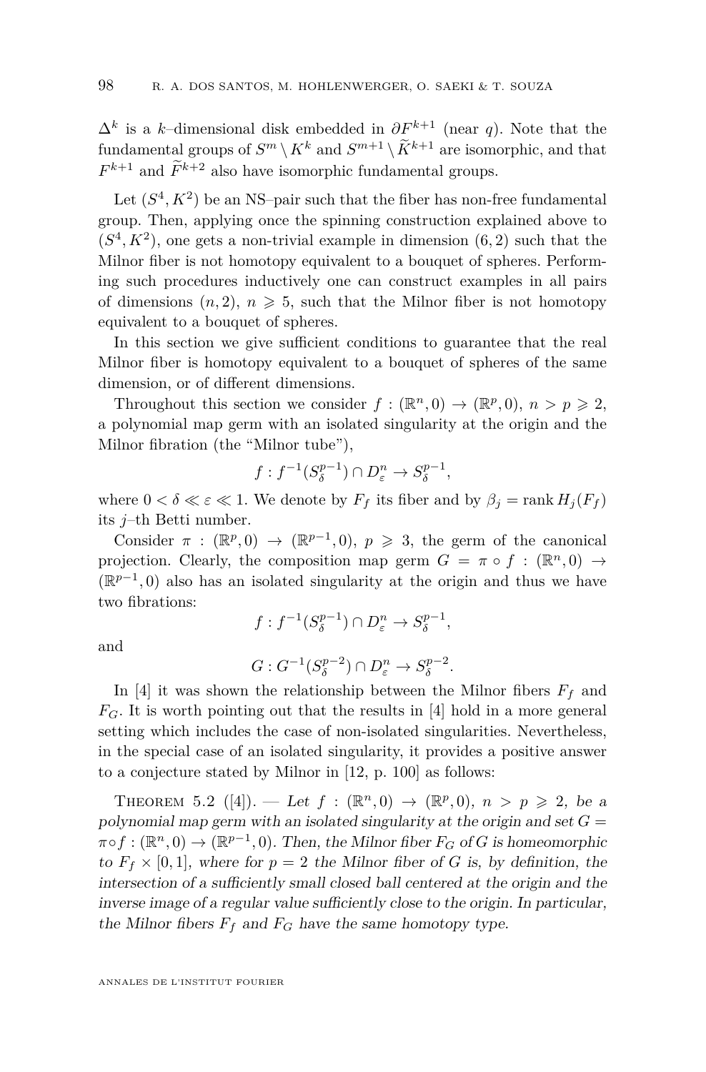$\Delta^k$ is a $k$–dimensional disk embedded in $\partial F^{k+1}$ (near $q$). Note that the fundamental groups of $S^m \setminus K^k$ and $S^{m+1} \setminus \widetilde{K}^{k+1}$ are isomorphic, and that $F^{k+1}$ and $\widetilde{F}^{k+2}$ also have isomorphic fundamental groups.

Let $(S^4, K^2)$ be an NS–pair such that the fiber has non-free fundamental group. Then, applying once the spinning construction explained above to $(S^4, K^2)$, one gets a non-trivial example in dimension $(6, 2)$ such that the Milnor fiber is not homotopy equivalent to a bouquet of spheres. Performing such procedures inductively one can construct examples in all pairs of dimensions $(n, 2)$, $n \geqslant 5$, such that the Milnor fiber is not homotopy equivalent to a bouquet of spheres.

In this section we give sufficient conditions to guarantee that the real Milnor fiber is homotopy equivalent to a bouquet of spheres of the same dimension, or of different dimensions.

Throughout this section we consider $f : (\mathbb{R}^n, 0) \to (\mathbb{R}^p, 0)$, $n > p \geqslant 2$, a polynomial map germ with an isolated singularity at the origin and the Milnor fibration (the "Milnor tube"),

$$f : f^{-1}(S^{p-1}_\delta) \cap D^n_\varepsilon \to S^{p-1}_\delta,$$

where $0 < \delta \ll \varepsilon \ll 1$. We denote by $F_f$ its fiber and by $\beta_j = \operatorname{rank} H_j(F_f)$ its $j$–th Betti number.

Consider $\pi : (\mathbb{R}^p, 0) \to (\mathbb{R}^{p-1}, 0)$, $p \geqslant 3$, the germ of the canonical projection. Clearly, the composition map germ $G = \pi \circ f : (\mathbb{R}^n, 0) \to (\mathbb{R}^{p-1}, 0)$ also has an isolated singularity at the origin and thus we have two fibrations:

$$f : f^{-1}(S^{p-1}_\delta) \cap D^n_\varepsilon \to S^{p-1}_\delta,$$

and

$$G : G^{-1}(S^{p-2}_\delta) \cap D^n_\varepsilon \to S^{p-2}_\delta.$$

In [4] it was shown the relationship between the Milnor fibers $F_f$ and $F_G$. It is worth pointing out that the results in [4] hold in a more general setting which includes the case of non-isolated singularities. Nevertheless, in the special case of an isolated singularity, it provides a positive answer to a conjecture stated by Milnor in [12, p. 100] as follows:

Theorem 5.2 ([4]). — *Let $f : (\mathbb{R}^n, 0) \to (\mathbb{R}^p, 0)$, $n > p \geqslant 2$, be a polynomial map germ with an isolated singularity at the origin and set $G = \pi \circ f : (\mathbb{R}^n, 0) \to (\mathbb{R}^{p-1}, 0)$. Then, the Milnor fiber $F_G$ of $G$ is homeomorphic to $F_f \times [0, 1]$, where for $p = 2$ the Milnor fiber of $G$ is, by definition, the intersection of a sufficiently small closed ball centered at the origin and the inverse image of a regular value sufficiently close to the origin. In particular, the Milnor fibers $F_f$ and $F_G$ have the same homotopy type.*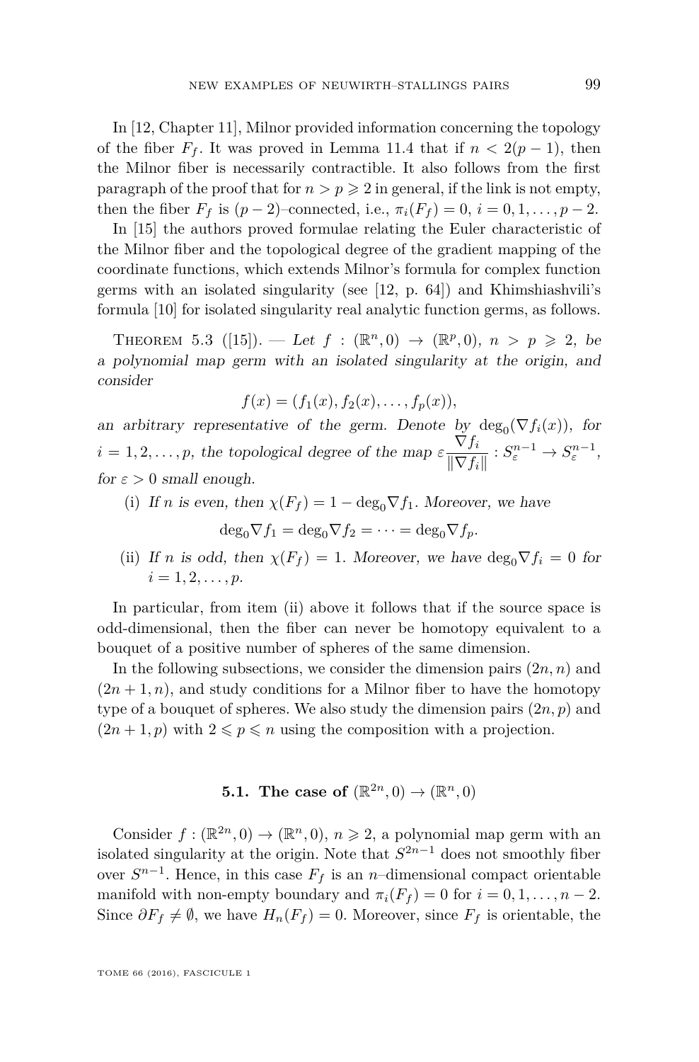In [12, Chapter 11], Milnor provided information concerning the topology of the fiber $F_f$. It was proved in Lemma 11.4 that if $n < 2(p-1)$, then the Milnor fiber is necessarily contractible. It also follows from the first paragraph of the proof that for $n > p \geqslant 2$ in general, if the link is not empty, then the fiber $F_f$ is $(p-2)$–connected, i.e., $\pi_i(F_f) = 0$, $i = 0, 1, \ldots, p-2$.

In [15] the authors proved formulae relating the Euler characteristic of the Milnor fiber and the topological degree of the gradient mapping of the coordinate functions, which extends Milnor's formula for complex function germs with an isolated singularity (see [12, p. 64]) and Khimshiashvili's formula [10] for isolated singularity real analytic function germs, as follows.

Theorem 5.3 ([15]). — *Let $f : (\mathbb{R}^n, 0) \to (\mathbb{R}^p, 0)$, $n > p \geqslant 2$, be a polynomial map germ with an isolated singularity at the origin, and consider*

$$f(x) = (f_1(x), f_2(x), \ldots, f_p(x)),$$

*an arbitrary representative of the germ. Denote by $\deg_0(\nabla f_i(x))$, for $i = 1, 2, \ldots, p$, the topological degree of the map $\varepsilon \dfrac{\nabla f_i}{\|\nabla f_i\|} : S_\varepsilon^{n-1} \to S_\varepsilon^{n-1}$, for $\varepsilon > 0$ small enough.*

(i) *If $n$ is even, then $\chi(F_f) = 1 - \deg_0 \nabla f_1$. Moreover, we have*

$$\deg_0 \nabla f_1 = \deg_0 \nabla f_2 = \cdots = \deg_0 \nabla f_p.$$

(ii) *If $n$ is odd, then $\chi(F_f) = 1$. Moreover, we have $\deg_0 \nabla f_i = 0$ for $i = 1, 2, \ldots, p$.*

In particular, from item (ii) above it follows that if the source space is odd-dimensional, then the fiber can never be homotopy equivalent to a bouquet of a positive number of spheres of the same dimension.

In the following subsections, we consider the dimension pairs $(2n, n)$ and $(2n+1, n)$, and study conditions for a Milnor fiber to have the homotopy type of a bouquet of spheres. We also study the dimension pairs $(2n, p)$ and $(2n+1, p)$ with $2 \leqslant p \leqslant n$ using the composition with a projection.

### 5.1. The case of $(\mathbb{R}^{2n}, 0) \to (\mathbb{R}^n, 0)$

Consider $f : (\mathbb{R}^{2n}, 0) \to (\mathbb{R}^n, 0)$, $n \geqslant 2$, a polynomial map germ with an isolated singularity at the origin. Note that $S^{2n-1}$ does not smoothly fiber over $S^{n-1}$. Hence, in this case $F_f$ is an $n$–dimensional compact orientable manifold with non-empty boundary and $\pi_i(F_f) = 0$ for $i = 0, 1, \ldots, n-2$. Since $\partial F_f \neq \emptyset$, we have $H_n(F_f) = 0$. Moreover, since $F_f$ is orientable, the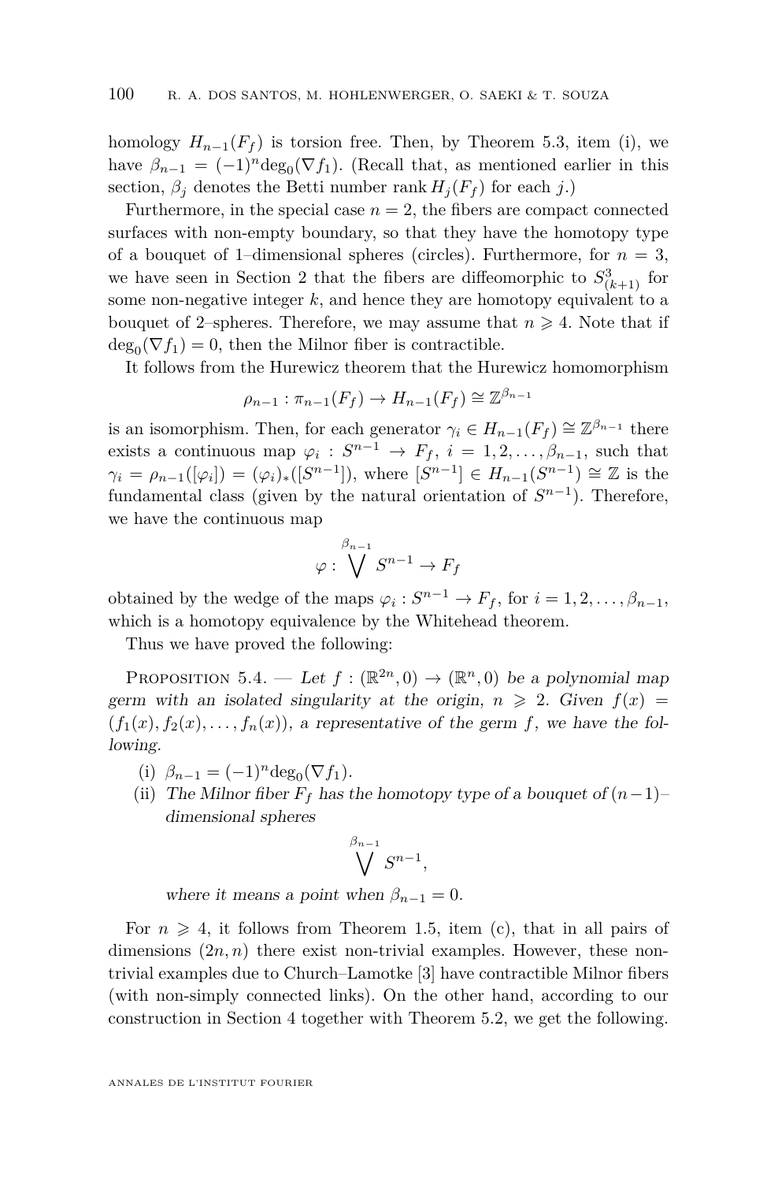homology $H_{n-1}(F_f)$ is torsion free. Then, by Theorem 5.3, item (i), we have $\beta_{n-1} = (-1)^n \deg_0(\nabla f_1)$. (Recall that, as mentioned earlier in this section, $\beta_j$ denotes the Betti number rank $H_j(F_f)$ for each $j$.)

Furthermore, in the special case $n = 2$, the fibers are compact connected surfaces with non-empty boundary, so that they have the homotopy type of a bouquet of 1–dimensional spheres (circles). Furthermore, for $n = 3$, we have seen in Section 2 that the fibers are diffeomorphic to $S^3_{(k+1)}$ for some non-negative integer $k$, and hence they are homotopy equivalent to a bouquet of 2–spheres. Therefore, we may assume that $n \geqslant 4$. Note that if $\deg_0(\nabla f_1) = 0$, then the Milnor fiber is contractible.

It follows from the Hurewicz theorem that the Hurewicz homomorphism

$$\rho_{n-1} : \pi_{n-1}(F_f) \to H_{n-1}(F_f) \cong \mathbb{Z}^{\beta_{n-1}}$$

is an isomorphism. Then, for each generator $\gamma_i \in H_{n-1}(F_f) \cong \mathbb{Z}^{\beta_{n-1}}$ there exists a continuous map $\varphi_i : S^{n-1} \to F_f$, $i = 1, 2, \ldots, \beta_{n-1}$, such that $\gamma_i = \rho_{n-1}([\varphi_i]) = (\varphi_i)_*([S^{n-1}])$, where $[S^{n-1}] \in H_{n-1}(S^{n-1}) \cong \mathbb{Z}$ is the fundamental class (given by the natural orientation of $S^{n-1}$). Therefore, we have the continuous map

$$\varphi : \bigvee^{\beta_{n-1}} S^{n-1} \to F_f$$

obtained by the wedge of the maps $\varphi_i : S^{n-1} \to F_f$, for $i = 1, 2, \ldots, \beta_{n-1}$, which is a homotopy equivalence by the Whitehead theorem.

Thus we have proved the following:

Proposition 5.4. — *Let $f : (\mathbb{R}^{2n}, 0) \to (\mathbb{R}^n, 0)$ be a polynomial map germ with an isolated singularity at the origin, $n \geqslant 2$. Given $f(x) = (f_1(x), f_2(x), \ldots, f_n(x))$, a representative of the germ $f$, we have the following.*

(i) $\beta_{n-1} = (-1)^n \deg_0(\nabla f_1)$.

(ii) *The Milnor fiber $F_f$ has the homotopy type of a bouquet of $(n-1)$–dimensional spheres*

$$\bigvee^{\beta_{n-1}} S^{n-1},$$

*where it means a point when $\beta_{n-1} = 0$.*

For $n \geqslant 4$, it follows from Theorem 1.5, item (c), that in all pairs of dimensions $(2n, n)$ there exist non-trivial examples. However, these non-trivial examples due to Church–Lamotke [3] have contractible Milnor fibers (with non-simply connected links). On the other hand, according to our construction in Section 4 together with Theorem 5.2, we get the following.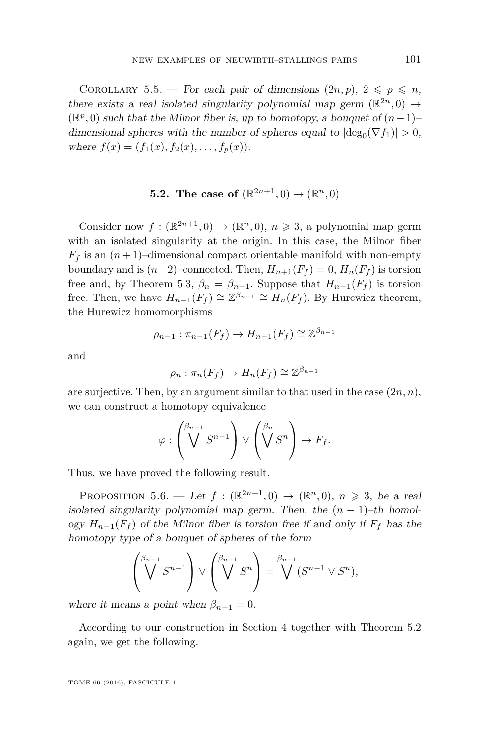Corollary 5.5. — *For each pair of dimensions $(2n, p)$, $2 \leqslant p \leqslant n$, there exists a real isolated singularity polynomial map germ $(\mathbb{R}^{2n}, 0) \to (\mathbb{R}^p, 0)$ such that the Milnor fiber is, up to homotopy, a bouquet of $(n-1)$–dimensional spheres with the number of spheres equal to $|\deg_0(\nabla f_1)| > 0$, where $f(x) = (f_1(x), f_2(x), \ldots, f_p(x))$.*

### 5.2. The case of $(\mathbb{R}^{2n+1}, 0) \to (\mathbb{R}^n, 0)$

Consider now $f : (\mathbb{R}^{2n+1}, 0) \to (\mathbb{R}^n, 0)$, $n \geqslant 3$, a polynomial map germ with an isolated singularity at the origin. In this case, the Milnor fiber $F_f$ is an $(n+1)$–dimensional compact orientable manifold with non-empty boundary and is $(n-2)$–connected. Then, $H_{n+1}(F_f) = 0$, $H_n(F_f)$ is torsion free and, by Theorem 5.3, $\beta_n = \beta_{n-1}$. Suppose that $H_{n-1}(F_f)$ is torsion free. Then, we have $H_{n-1}(F_f) \cong \mathbb{Z}^{\beta_{n-1}} \cong H_n(F_f)$. By Hurewicz theorem, the Hurewicz homomorphisms

$$\rho_{n-1} : \pi_{n-1}(F_f) \to H_{n-1}(F_f) \cong \mathbb{Z}^{\beta_{n-1}}$$

and

$$\rho_n : \pi_n(F_f) \to H_n(F_f) \cong \mathbb{Z}^{\beta_{n-1}}$$

are surjective. Then, by an argument similar to that used in the case $(2n, n)$, we can construct a homotopy equivalence

$$\varphi : \left( \bigvee^{\beta_{n-1}} S^{n-1} \right) \vee \left( \bigvee^{\beta_n} S^n \right) \to F_f.$$

Thus, we have proved the following result.

Proposition 5.6. — *Let $f : (\mathbb{R}^{2n+1}, 0) \to (\mathbb{R}^n, 0)$, $n \geqslant 3$, be a real isolated singularity polynomial map germ. Then, the $(n-1)$–th homology $H_{n-1}(F_f)$ of the Milnor fiber is torsion free if and only if $F_f$ has the homotopy type of a bouquet of spheres of the form*

$$\left( \bigvee^{\beta_{n-1}} S^{n-1} \right) \vee \left( \bigvee^{\beta_{n-1}} S^n \right) = \bigvee^{\beta_{n-1}} (S^{n-1} \vee S^n),$$

*where it means a point when $\beta_{n-1} = 0$.*

According to our construction in Section 4 together with Theorem 5.2 again, we get the following.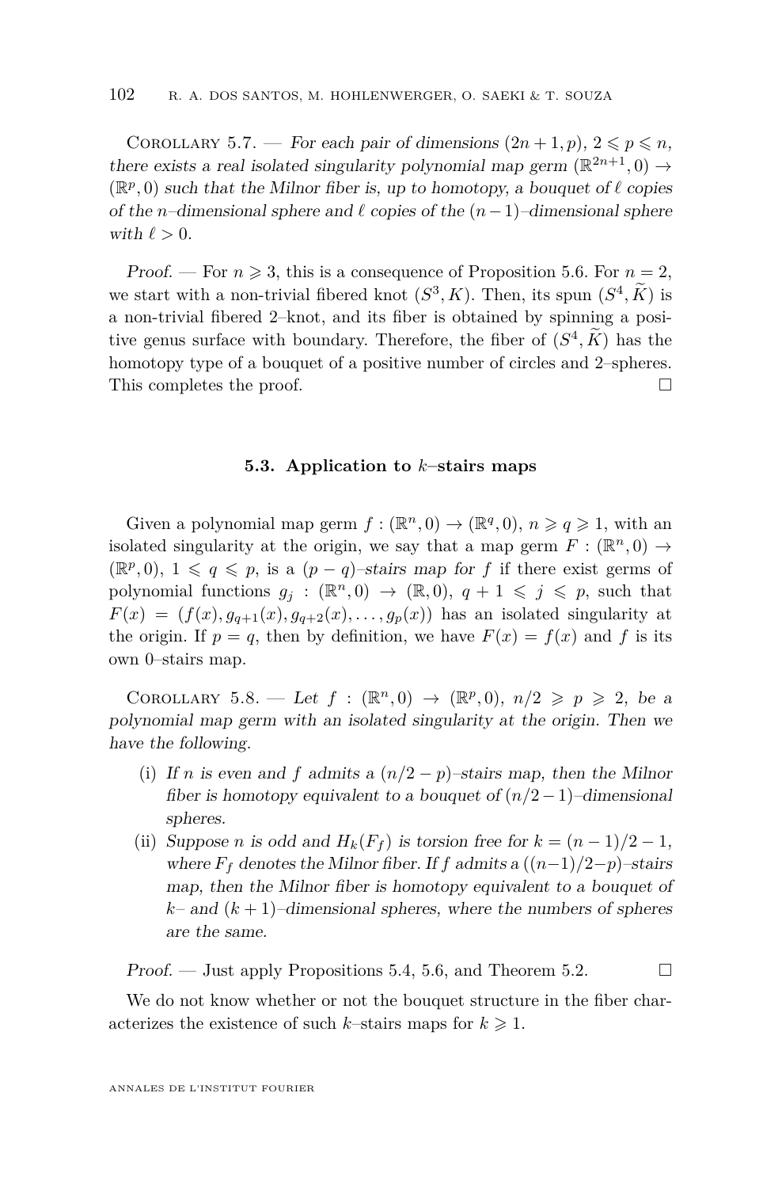Corollary 5.7. — *For each pair of dimensions $(2n+1, p)$, $2 \leqslant p \leqslant n$, there exists a real isolated singularity polynomial map germ $(\mathbb{R}^{2n+1}, 0) \to (\mathbb{R}^p, 0)$ such that the Milnor fiber is, up to homotopy, a bouquet of $\ell$ copies of the $n$–dimensional sphere and $\ell$ copies of the $(n-1)$–dimensional sphere with $\ell > 0$.*

*Proof.* — For $n \geqslant 3$, this is a consequence of Proposition 5.6. For $n = 2$, we start with a non-trivial fibered knot $(S^3, K)$. Then, its spun $(S^4, \widetilde{K})$ is a non-trivial fibered 2–knot, and its fiber is obtained by spinning a positive genus surface with boundary. Therefore, the fiber of $(S^4, \widetilde{K})$ has the homotopy type of a bouquet of a positive number of circles and 2–spheres. This completes the proof. □

### 5.3. Application to $k$–stairs maps

Given a polynomial map germ $f : (\mathbb{R}^n, 0) \to (\mathbb{R}^q, 0)$, $n \geqslant q \geqslant 1$, with an isolated singularity at the origin, we say that a map germ $F : (\mathbb{R}^n, 0) \to (\mathbb{R}^p, 0)$, $1 \leqslant q \leqslant p$, is a $(p-q)$*–stairs map for* $f$ if there exist germs of polynomial functions $g_j : (\mathbb{R}^n, 0) \to (\mathbb{R}, 0)$, $q+1 \leqslant j \leqslant p$, such that $F(x) = (f(x), g_{q+1}(x), g_{q+2}(x), \ldots, g_p(x))$ has an isolated singularity at the origin. If $p = q$, then by definition, we have $F(x) = f(x)$ and $f$ is its own 0–stairs map.

Corollary 5.8. — *Let $f : (\mathbb{R}^n, 0) \to (\mathbb{R}^p, 0)$, $n/2 \geqslant p \geqslant 2$, be a polynomial map germ with an isolated singularity at the origin. Then we have the following.*

- (i) *If $n$ is even and $f$ admits a $(n/2 - p)$–stairs map, then the Milnor fiber is homotopy equivalent to a bouquet of $(n/2-1)$–dimensional spheres.*
- (ii) *Suppose $n$ is odd and $H_k(F_f)$ is torsion free for $k = (n-1)/2 - 1$, where $F_f$ denotes the Milnor fiber. If $f$ admits a $((n-1)/2-p)$–stairs map, then the Milnor fiber is homotopy equivalent to a bouquet of $k$– and $(k+1)$–dimensional spheres, where the numbers of spheres are the same.*

*Proof.* — Just apply Propositions 5.4, 5.6, and Theorem 5.2. □

We do not know whether or not the bouquet structure in the fiber characterizes the existence of such $k$–stairs maps for $k \geqslant 1$.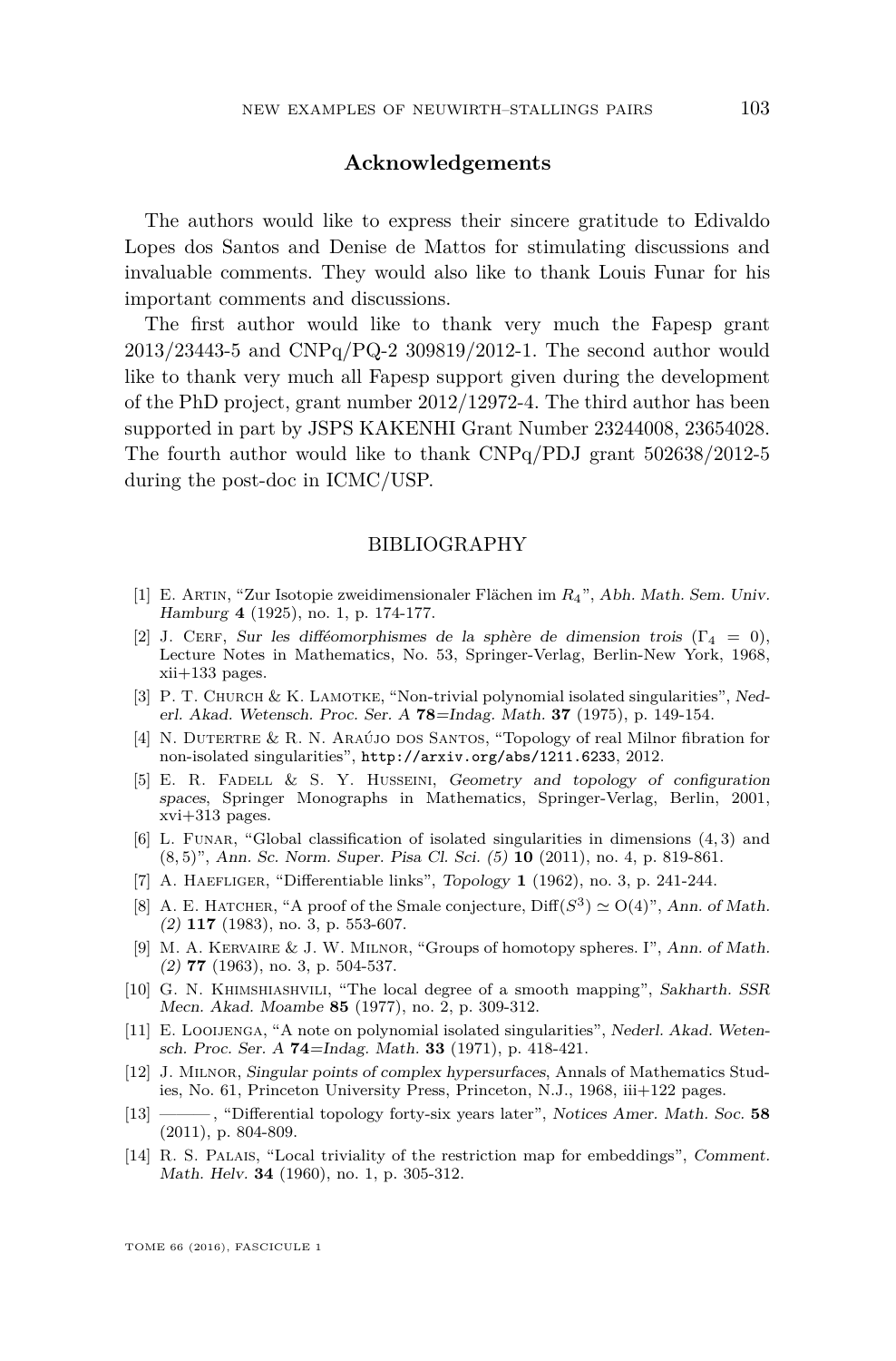## Acknowledgements

The authors would like to express their sincere gratitude to Edivaldo Lopes dos Santos and Denise de Mattos for stimulating discussions and invaluable comments. They would also like to thank Louis Funar for his important comments and discussions.

The first author would like to thank very much the Fapesp grant 2013/23443-5 and CNPq/PQ-2 309819/2012-1. The second author would like to thank very much all Fapesp support given during the development of the PhD project, grant number 2012/12972-4. The third author has been supported in part by JSPS KAKENHI Grant Number 23244008, 23654028. The fourth author would like to thank CNPq/PDJ grant 502638/2012-5 during the post-doc in ICMC/USP.

## BIBLIOGRAPHY

[1] E. Artin, "Zur Isotopie zweidimensionaler Flächen im $R_4$", *Abh. Math. Sem. Univ. Hamburg* **4** (1925), no. 1, p. 174-177.

[2] J. Cerf, *Sur les difféomorphismes de la sphère de dimension trois* ($\Gamma_4 = 0$), Lecture Notes in Mathematics, No. 53, Springer-Verlag, Berlin-New York, 1968, xii+133 pages.

[3] P. T. Church & K. Lamotke, "Non-trivial polynomial isolated singularities", *Nederl. Akad. Wetensch. Proc. Ser. A* **78**=*Indag. Math.* **37** (1975), p. 149-154.

[4] N. Dutertre & R. N. Araújo dos Santos, "Topology of real Milnor fibration for non-isolated singularities", http://arxiv.org/abs/1211.6233, 2012.

[5] E. R. Fadell & S. Y. Husseini, *Geometry and topology of configuration spaces*, Springer Monographs in Mathematics, Springer-Verlag, Berlin, 2001, xvi+313 pages.

[6] L. Funar, "Global classification of isolated singularities in dimensions $(4, 3)$ and $(8, 5)$", *Ann. Sc. Norm. Super. Pisa Cl. Sci. (5)* **10** (2011), no. 4, p. 819-861.

[7] A. Haefliger, "Differentiable links", *Topology* **1** (1962), no. 3, p. 241-244.

[8] A. E. Hatcher, "A proof of the Smale conjecture, $\mathrm{Diff}(S^3) \simeq \mathrm{O}(4)$", *Ann. of Math. (2)* **117** (1983), no. 3, p. 553-607.

[9] M. A. Kervaire & J. W. Milnor, "Groups of homotopy spheres. I", *Ann. of Math. (2)* **77** (1963), no. 3, p. 504-537.

[10] G. N. Khimshiashvili, "The local degree of a smooth mapping", *Sakharth. SSR Mecn. Akad. Moambe* **85** (1977), no. 2, p. 309-312.

[11] E. Looijenga, "A note on polynomial isolated singularities", *Nederl. Akad. Wetensch. Proc. Ser. A* **74**=*Indag. Math.* **33** (1971), p. 418-421.

[12] J. Milnor, *Singular points of complex hypersurfaces*, Annals of Mathematics Studies, No. 61, Princeton University Press, Princeton, N.J., 1968, iii+122 pages.

[13] ———, "Differential topology forty-six years later", *Notices Amer. Math. Soc.* **58** (2011), p. 804-809.

[14] R. S. Palais, "Local triviality of the restriction map for embeddings", *Comment. Math. Helv.* **34** (1960), no. 1, p. 305-312.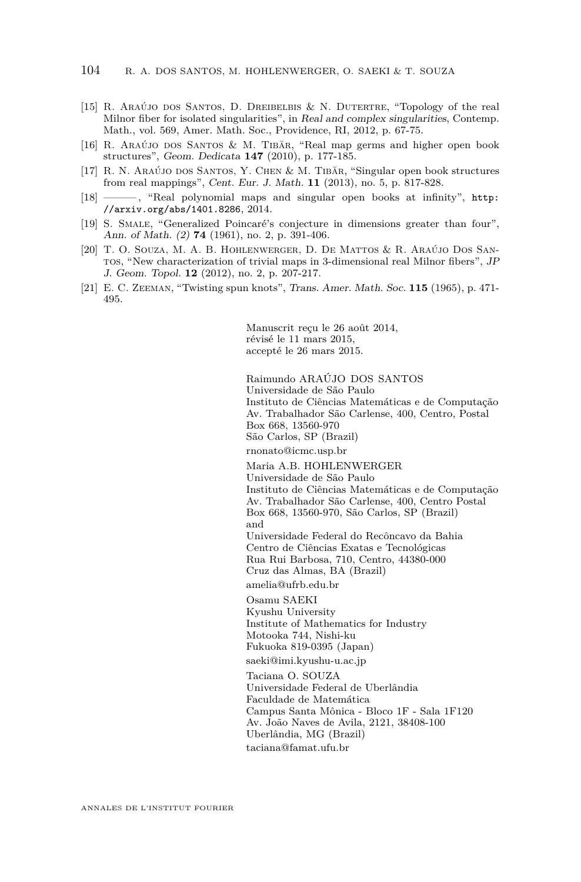[15] R. Araújo dos Santos, D. Dreibelbis & N. Dutertre, "Topology of the real Milnor fiber for isolated singularities", in *Real and complex singularities*, Contemp. Math., vol. 569, Amer. Math. Soc., Providence, RI, 2012, p. 67-75.

[16] R. Araújo dos Santos & M. Tibăr, "Real map germs and higher open book structures", *Geom. Dedicata* **147** (2010), p. 177-185.

[17] R. N. Araújo dos Santos, Y. Chen & M. Tibăr, "Singular open book structures from real mappings", *Cent. Eur. J. Math.* **11** (2013), no. 5, p. 817-828.

[18] ———, "Real polynomial maps and singular open books at infinity", `http://arxiv.org/abs/1401.8286`, 2014.

[19] S. Smale, "Generalized Poincaré's conjecture in dimensions greater than four", *Ann. of Math. (2)* **74** (1961), no. 2, p. 391-406.

[20] T. O. Souza, M. A. B. Hohlenwerger, D. De Mattos & R. Araújo Dos Santos, "New characterization of trivial maps in 3-dimensional real Milnor fibers", *JP J. Geom. Topol.* **12** (2012), no. 2, p. 207-217.

[21] E. C. Zeeman, "Twisting spun knots", *Trans. Amer. Math. Soc.* **115** (1965), p. 471-495.

Manuscrit reçu le 26 août 2014,
révisé le 11 mars 2015,
accepté le 26 mars 2015.

Raimundo ARAÚJO DOS SANTOS
Universidade de São Paulo
Instituto de Ciências Matemáticas e de Computação
Av. Trabalhador São Carlense, 400, Centro, Postal Box 668, 13560-970
São Carlos, SP (Brazil)
rnonato@icmc.usp.br

Maria A.B. HOHLENWERGER
Universidade de São Paulo
Instituto de Ciências Matemáticas e de Computação
Av. Trabalhador São Carlense, 400, Centro Postal Box 668, 13560-970, São Carlos, SP (Brazil)
and
Universidade Federal do Recôncavo da Bahia
Centro de Ciências Exatas e Tecnológicas
Rua Rui Barbosa, 710, Centro, 44380-000
Cruz das Almas, BA (Brazil)
amelia@ufrb.edu.br

Osamu SAEKI
Kyushu University
Institute of Mathematics for Industry
Motooka 744, Nishi-ku
Fukuoka 819-0395 (Japan)
saeki@imi.kyushu-u.ac.jp

Taciana O. SOUZA
Universidade Federal de Uberlândia
Faculdade de Matemática
Campus Santa Mônica - Bloco 1F - Sala 1F120
Av. João Naves de Avila, 2121, 38408-100
Uberlândia, MG (Brazil)
taciana@famat.ufu.br